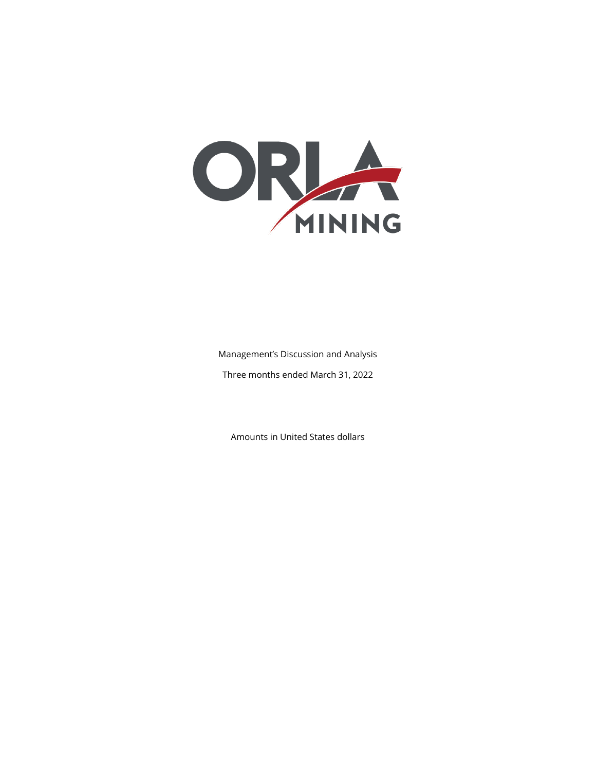ORLA MINING

Management's Discussion and Analysis

Three months ended March 31, 2022

Amounts in United States dollars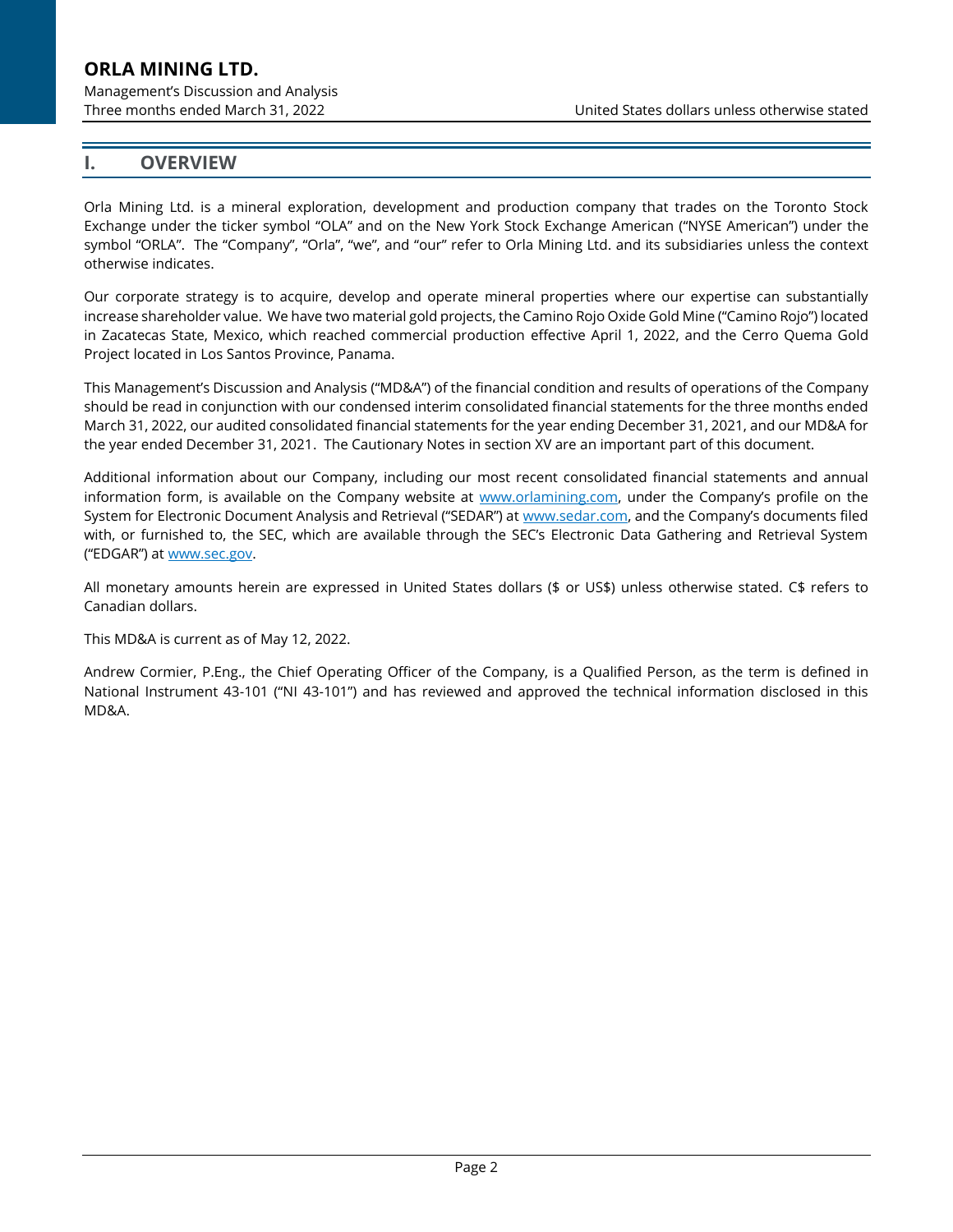## I. OVERVIEW

Orla Mining Ltd. is a mineral exploration, development and production company that trades on the Toronto Stock Exchange under the ticker symbol "OLA" and on the New York Stock Exchange American ("NYSE American") under the symbol "ORLA". The "Company", "Orla", "we", and "our" refer to Orla Mining Ltd. and its subsidiaries unless the context otherwise indicates.

Our corporate strategy is to acquire, develop and operate mineral properties where our expertise can substantially increase shareholder value. We have two material gold projects, the Camino Rojo Oxide Gold Mine ("Camino Rojo") located in Zacatecas State, Mexico, which reached commercial production effective April 1, 2022, and the Cerro Quema Gold Project located in Los Santos Province, Panama.

This Management's Discussion and Analysis ("MD&A") of the financial condition and results of operations of the Company should be read in conjunction with our condensed interim consolidated financial statements for the three months ended March 31, 2022, our audited consolidated financial statements for the year ending December 31, 2021, and our MD&A for the year ended December 31, 2021. The Cautionary Notes in section XV are an important part of this document.

Additional information about our Company, including our most recent consolidated financial statements and annual information form, is available on the Company website at www.orlamining.com, under the Company's profile on the System for Electronic Document Analysis and Retrieval ("SEDAR") at www.sedar.com, and the Company's documents filed with, or furnished to, the SEC, which are available through the SEC's Electronic Data Gathering and Retrieval System ("EDGAR") at www.sec.gov.

All monetary amounts herein are expressed in United States dollars ($ or US$) unless otherwise stated. C$ refers to Canadian dollars.

This MD&A is current as of May 12, 2022.

Andrew Cormier, P.Eng., the Chief Operating Officer of the Company, is a Qualified Person, as the term is defined in National Instrument 43-101 ("NI 43-101") and has reviewed and approved the technical information disclosed in this MD&A.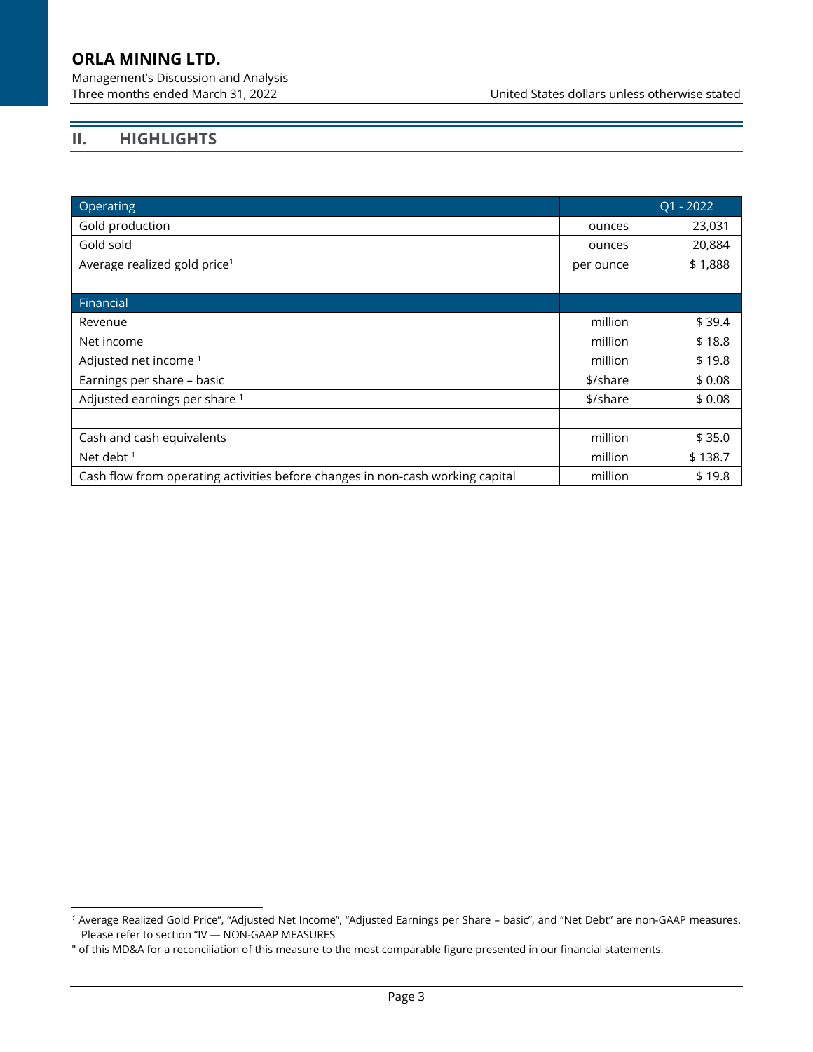## II. HIGHLIGHTS

| Operating | | Q1 - 2022 |
|---|---|---|
| Gold production | ounces | 23,031 |
| Gold sold | ounces | 20,884 |
| Average realized gold price[1] | per ounce | $ 1,888 |
| | | |
| **Financial** | | |
| Revenue | million | $ 39.4 |
| Net income | million | $ 18.8 |
| Adjusted net income [1] | million | $ 19.8 |
| Earnings per share – basic | $/share | $ 0.08 |
| Adjusted earnings per share [1] | $/share | $ 0.08 |
| | | |
| Cash and cash equivalents | million | $ 35.0 |
| Net debt [1] | million | $ 138.7 |
| Cash flow from operating activities before changes in non-cash working capital | million | $ 19.8 |

[1] Average Realized Gold Price", "Adjusted Net Income", "Adjusted Earnings per Share – basic", and "Net Debt" are non-GAAP measures. Please refer to section "IV — NON-GAAP MEASURES

" of this MD&A for a reconciliation of this measure to the most comparable figure presented in our financial statements.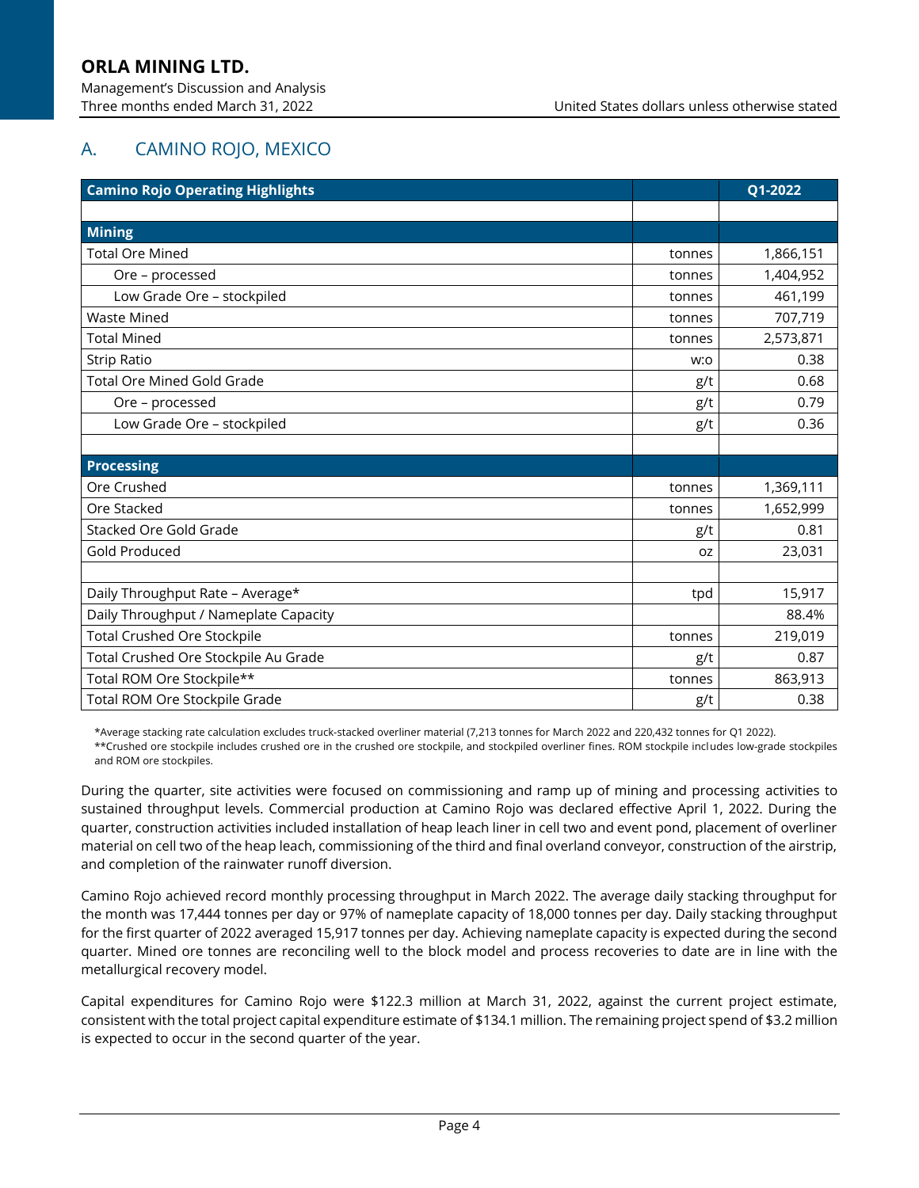## A. CAMINO ROJO, MEXICO

| Camino Rojo Operating Highlights | | Q1-2022 |
|---|---|---|
| | | |
| **Mining** | | |
| Total Ore Mined | tonnes | 1,866,151 |
| Ore – processed | tonnes | 1,404,952 |
| Low Grade Ore – stockpiled | tonnes | 461,199 |
| Waste Mined | tonnes | 707,719 |
| Total Mined | tonnes | 2,573,871 |
| Strip Ratio | w:o | 0.38 |
| Total Ore Mined Gold Grade | g/t | 0.68 |
| Ore – processed | g/t | 0.79 |
| Low Grade Ore – stockpiled | g/t | 0.36 |
| | | |
| **Processing** | | |
| Ore Crushed | tonnes | 1,369,111 |
| Ore Stacked | tonnes | 1,652,999 |
| Stacked Ore Gold Grade | g/t | 0.81 |
| Gold Produced | oz | 23,031 |
| | | |
| Daily Throughput Rate – Average* | tpd | 15,917 |
| Daily Throughput / Nameplate Capacity | | 88.4% |
| Total Crushed Ore Stockpile | tonnes | 219,019 |
| Total Crushed Ore Stockpile Au Grade | g/t | 0.87 |
| Total ROM Ore Stockpile** | tonnes | 863,913 |
| Total ROM Ore Stockpile Grade | g/t | 0.38 |

*Average stacking rate calculation excludes truck-stacked overliner material (7,213 tonnes for March 2022 and 220,432 tonnes for Q1 2022).
**Crushed ore stockpile includes crushed ore in the crushed ore stockpile, and stockpiled overliner fines. ROM stockpile includes low-grade stockpiles and ROM ore stockpiles.

During the quarter, site activities were focused on commissioning and ramp up of mining and processing activities to sustained throughput levels. Commercial production at Camino Rojo was declared effective April 1, 2022. During the quarter, construction activities included installation of heap leach liner in cell two and event pond, placement of overliner material on cell two of the heap leach, commissioning of the third and final overland conveyor, construction of the airstrip, and completion of the rainwater runoff diversion.

Camino Rojo achieved record monthly processing throughput in March 2022. The average daily stacking throughput for the month was 17,444 tonnes per day or 97% of nameplate capacity of 18,000 tonnes per day. Daily stacking throughput for the first quarter of 2022 averaged 15,917 tonnes per day. Achieving nameplate capacity is expected during the second quarter. Mined ore tonnes are reconciling well to the block model and process recoveries to date are in line with the metallurgical recovery model.

Capital expenditures for Camino Rojo were $122.3 million at March 31, 2022, against the current project estimate, consistent with the total project capital expenditure estimate of $134.1 million. The remaining project spend of $3.2 million is expected to occur in the second quarter of the year.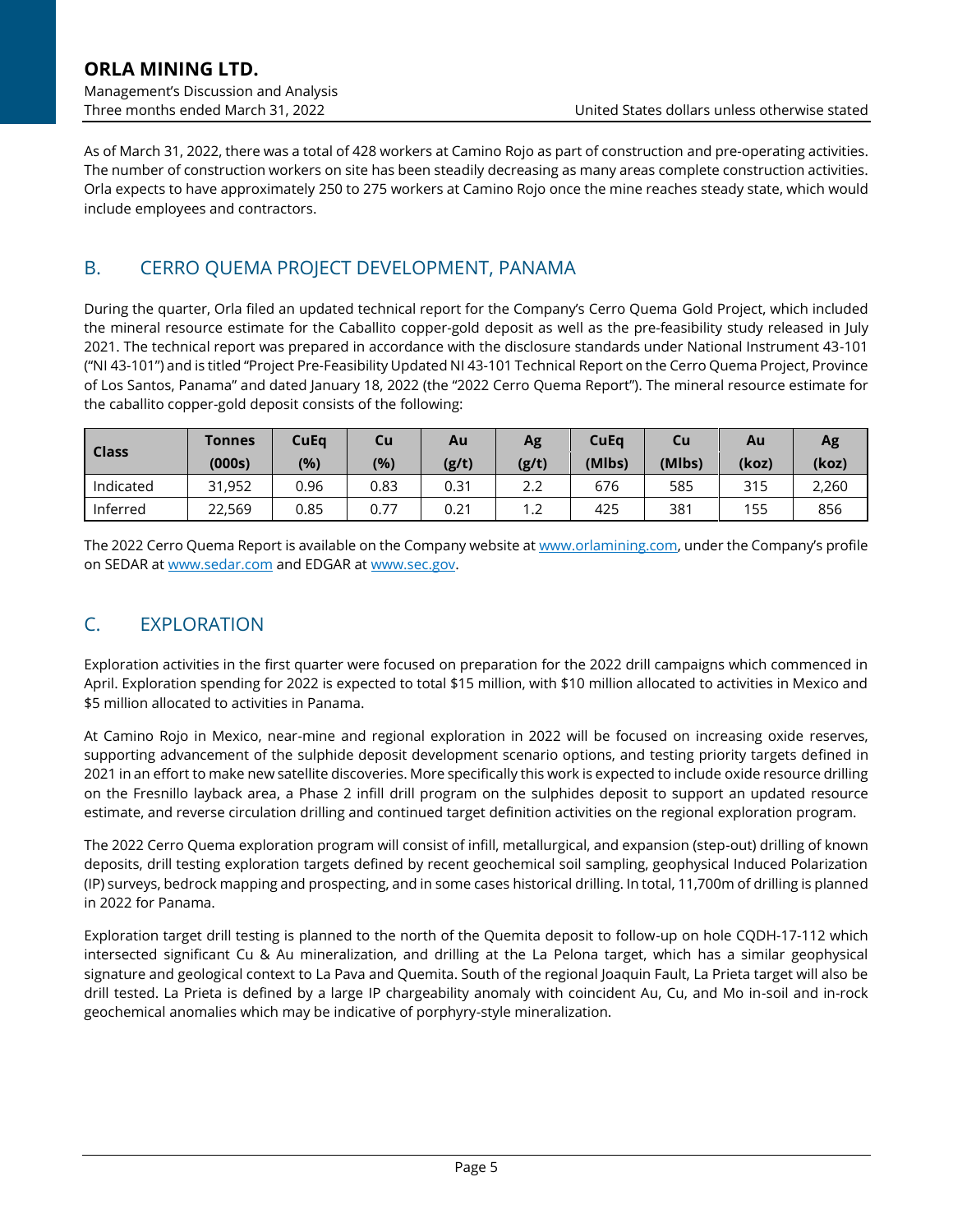As of March 31, 2022, there was a total of 428 workers at Camino Rojo as part of construction and pre-operating activities. The number of construction workers on site has been steadily decreasing as many areas complete construction activities. Orla expects to have approximately 250 to 275 workers at Camino Rojo once the mine reaches steady state, which would include employees and contractors.

## B. CERRO QUEMA PROJECT DEVELOPMENT, PANAMA

During the quarter, Orla filed an updated technical report for the Company's Cerro Quema Gold Project, which included the mineral resource estimate for the Caballito copper-gold deposit as well as the pre-feasibility study released in July 2021. The technical report was prepared in accordance with the disclosure standards under National Instrument 43-101 ("NI 43-101") and is titled "Project Pre-Feasibility Updated NI 43-101 Technical Report on the Cerro Quema Project, Province of Los Santos, Panama" and dated January 18, 2022 (the "2022 Cerro Quema Report"). The mineral resource estimate for the caballito copper-gold deposit consists of the following:

| Class | Tonnes (000s) | CuEq (%) | Cu (%) | Au (g/t) | Ag (g/t) | CuEq (Mlbs) | Cu (Mlbs) | Au (koz) | Ag (koz) |
|---|---|---|---|---|---|---|---|---|---|
| Indicated | 31,952 | 0.96 | 0.83 | 0.31 | 2.2 | 676 | 585 | 315 | 2,260 |
| Inferred | 22,569 | 0.85 | 0.77 | 0.21 | 1.2 | 425 | 381 | 155 | 856 |

The 2022 Cerro Quema Report is available on the Company website at www.orlamining.com, under the Company's profile on SEDAR at www.sedar.com and EDGAR at www.sec.gov.

## C. EXPLORATION

Exploration activities in the first quarter were focused on preparation for the 2022 drill campaigns which commenced in April. Exploration spending for 2022 is expected to total $15 million, with $10 million allocated to activities in Mexico and $5 million allocated to activities in Panama.

At Camino Rojo in Mexico, near-mine and regional exploration in 2022 will be focused on increasing oxide reserves, supporting advancement of the sulphide deposit development scenario options, and testing priority targets defined in 2021 in an effort to make new satellite discoveries. More specifically this work is expected to include oxide resource drilling on the Fresnillo layback area, a Phase 2 infill drill program on the sulphides deposit to support an updated resource estimate, and reverse circulation drilling and continued target definition activities on the regional exploration program.

The 2022 Cerro Quema exploration program will consist of infill, metallurgical, and expansion (step-out) drilling of known deposits, drill testing exploration targets defined by recent geochemical soil sampling, geophysical Induced Polarization (IP) surveys, bedrock mapping and prospecting, and in some cases historical drilling. In total, 11,700m of drilling is planned in 2022 for Panama.

Exploration target drill testing is planned to the north of the Quemita deposit to follow-up on hole CQDH-17-112 which intersected significant Cu & Au mineralization, and drilling at the La Pelona target, which has a similar geophysical signature and geological context to La Pava and Quemita. South of the regional Joaquin Fault, La Prieta target will also be drill tested. La Prieta is defined by a large IP chargeability anomaly with coincident Au, Cu, and Mo in-soil and in-rock geochemical anomalies which may be indicative of porphyry-style mineralization.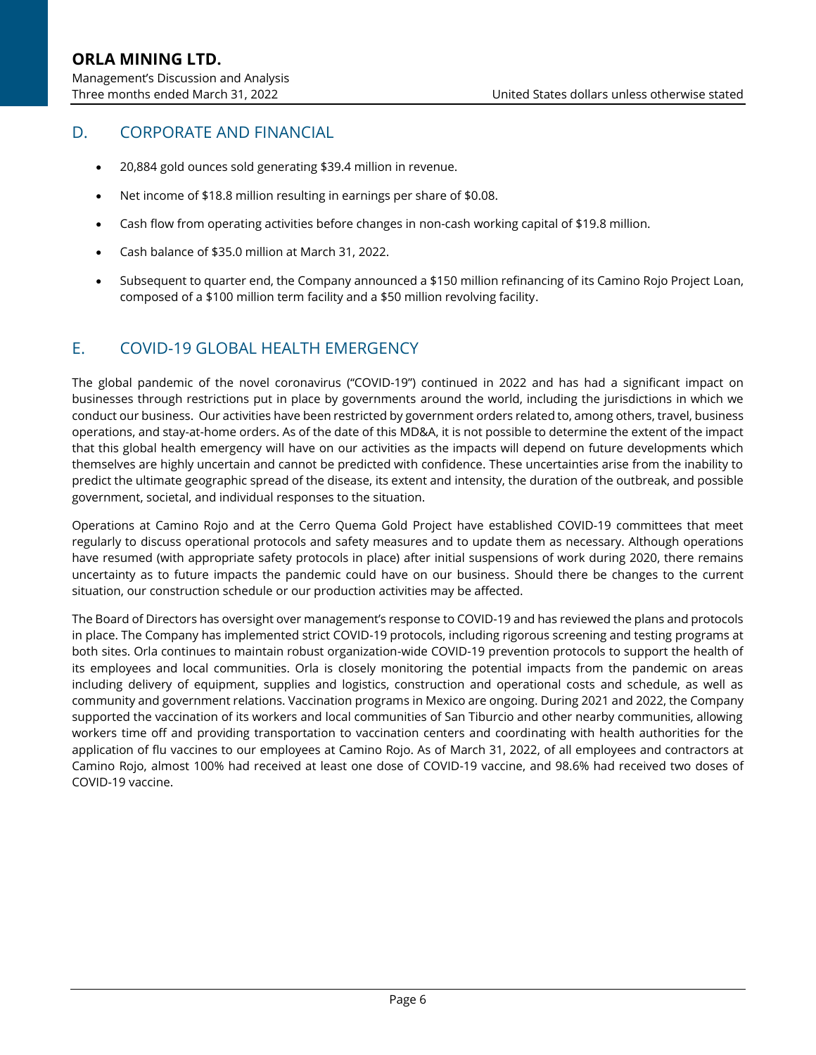## D. CORPORATE AND FINANCIAL

- 20,884 gold ounces sold generating $39.4 million in revenue.
- Net income of $18.8 million resulting in earnings per share of $0.08.
- Cash flow from operating activities before changes in non-cash working capital of $19.8 million.
- Cash balance of $35.0 million at March 31, 2022.
- Subsequent to quarter end, the Company announced a $150 million refinancing of its Camino Rojo Project Loan, composed of a $100 million term facility and a $50 million revolving facility.

## E. COVID-19 GLOBAL HEALTH EMERGENCY

The global pandemic of the novel coronavirus ("COVID-19") continued in 2022 and has had a significant impact on businesses through restrictions put in place by governments around the world, including the jurisdictions in which we conduct our business. Our activities have been restricted by government orders related to, among others, travel, business operations, and stay-at-home orders. As of the date of this MD&A, it is not possible to determine the extent of the impact that this global health emergency will have on our activities as the impacts will depend on future developments which themselves are highly uncertain and cannot be predicted with confidence. These uncertainties arise from the inability to predict the ultimate geographic spread of the disease, its extent and intensity, the duration of the outbreak, and possible government, societal, and individual responses to the situation.

Operations at Camino Rojo and at the Cerro Quema Gold Project have established COVID-19 committees that meet regularly to discuss operational protocols and safety measures and to update them as necessary. Although operations have resumed (with appropriate safety protocols in place) after initial suspensions of work during 2020, there remains uncertainty as to future impacts the pandemic could have on our business. Should there be changes to the current situation, our construction schedule or our production activities may be affected.

The Board of Directors has oversight over management's response to COVID-19 and has reviewed the plans and protocols in place. The Company has implemented strict COVID-19 protocols, including rigorous screening and testing programs at both sites. Orla continues to maintain robust organization-wide COVID-19 prevention protocols to support the health of its employees and local communities. Orla is closely monitoring the potential impacts from the pandemic on areas including delivery of equipment, supplies and logistics, construction and operational costs and schedule, as well as community and government relations. Vaccination programs in Mexico are ongoing. During 2021 and 2022, the Company supported the vaccination of its workers and local communities of San Tiburcio and other nearby communities, allowing workers time off and providing transportation to vaccination centers and coordinating with health authorities for the application of flu vaccines to our employees at Camino Rojo. As of March 31, 2022, of all employees and contractors at Camino Rojo, almost 100% had received at least one dose of COVID-19 vaccine, and 98.6% had received two doses of COVID-19 vaccine.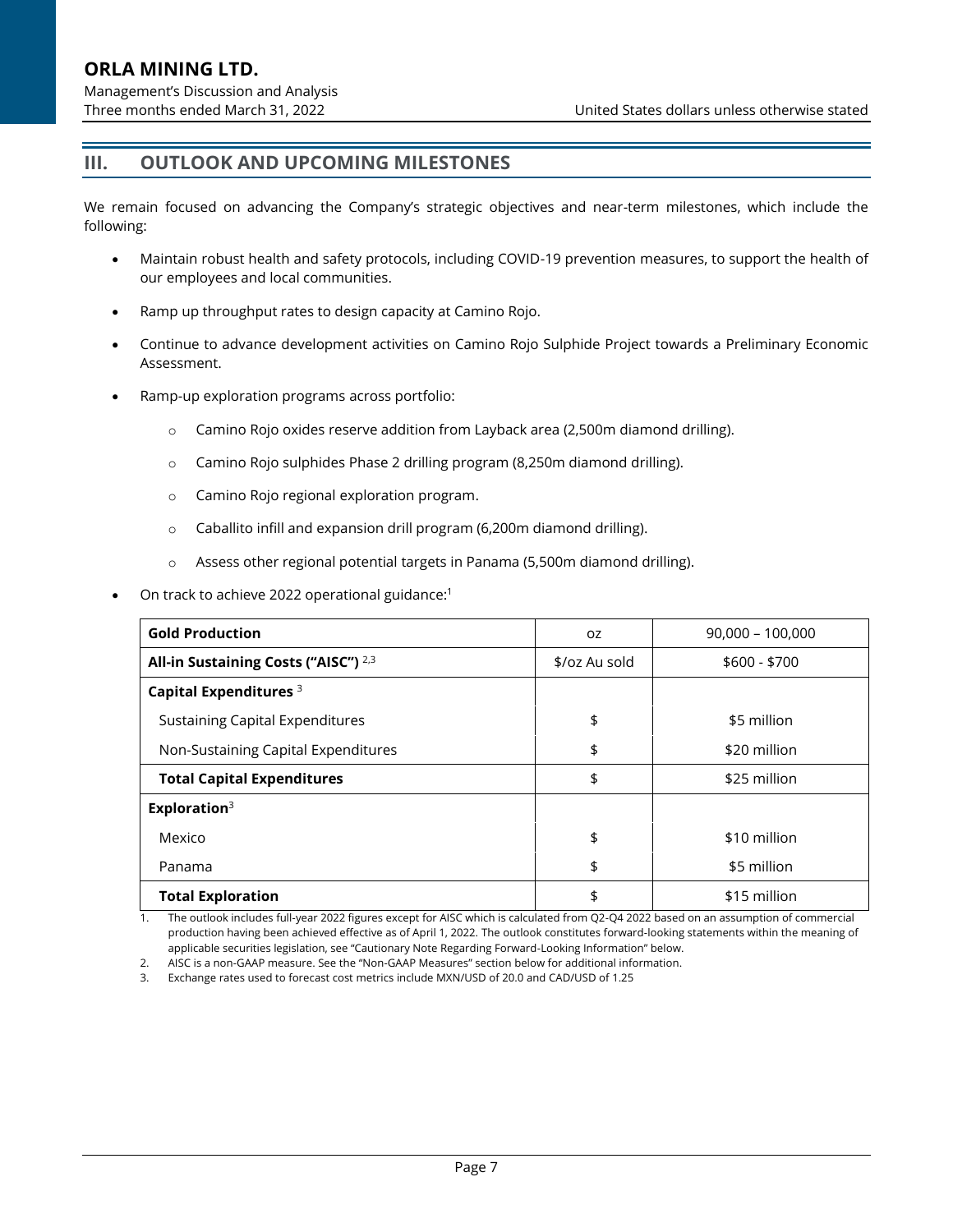## III. OUTLOOK AND UPCOMING MILESTONES

We remain focused on advancing the Company's strategic objectives and near-term milestones, which include the following:

- Maintain robust health and safety protocols, including COVID-19 prevention measures, to support the health of our employees and local communities.
- Ramp up throughput rates to design capacity at Camino Rojo.
- Continue to advance development activities on Camino Rojo Sulphide Project towards a Preliminary Economic Assessment.
- Ramp-up exploration programs across portfolio:
  - Camino Rojo oxides reserve addition from Layback area (2,500m diamond drilling).
  - Camino Rojo sulphides Phase 2 drilling program (8,250m diamond drilling).
  - Camino Rojo regional exploration program.
  - Caballito infill and expansion drill program (6,200m diamond drilling).
  - Assess other regional potential targets in Panama (5,500m diamond drilling).
- On track to achieve 2022 operational guidance:[1]

| **Gold Production** | oz | 90,000 – 100,000 |
|---|---|---|
| **All-in Sustaining Costs ("AISC")** [2,3] | $/oz Au sold | $600 - $700 |
| **Capital Expenditures** [3] | | |
| Sustaining Capital Expenditures | $ | $5 million |
| Non-Sustaining Capital Expenditures | $ | $20 million |
| **Total Capital Expenditures** | $ | $25 million |
| **Exploration**[3] | | |
| Mexico | $ | $10 million |
| Panama | $ | $5 million |
| **Total Exploration** | $ | $15 million |

1. The outlook includes full-year 2022 figures except for AISC which is calculated from Q2-Q4 2022 based on an assumption of commercial production having been achieved effective as of April 1, 2022. The outlook constitutes forward-looking statements within the meaning of applicable securities legislation, see "Cautionary Note Regarding Forward-Looking Information" below.
2. AISC is a non-GAAP measure. See the "Non-GAAP Measures" section below for additional information.
3. Exchange rates used to forecast cost metrics include MXN/USD of 20.0 and CAD/USD of 1.25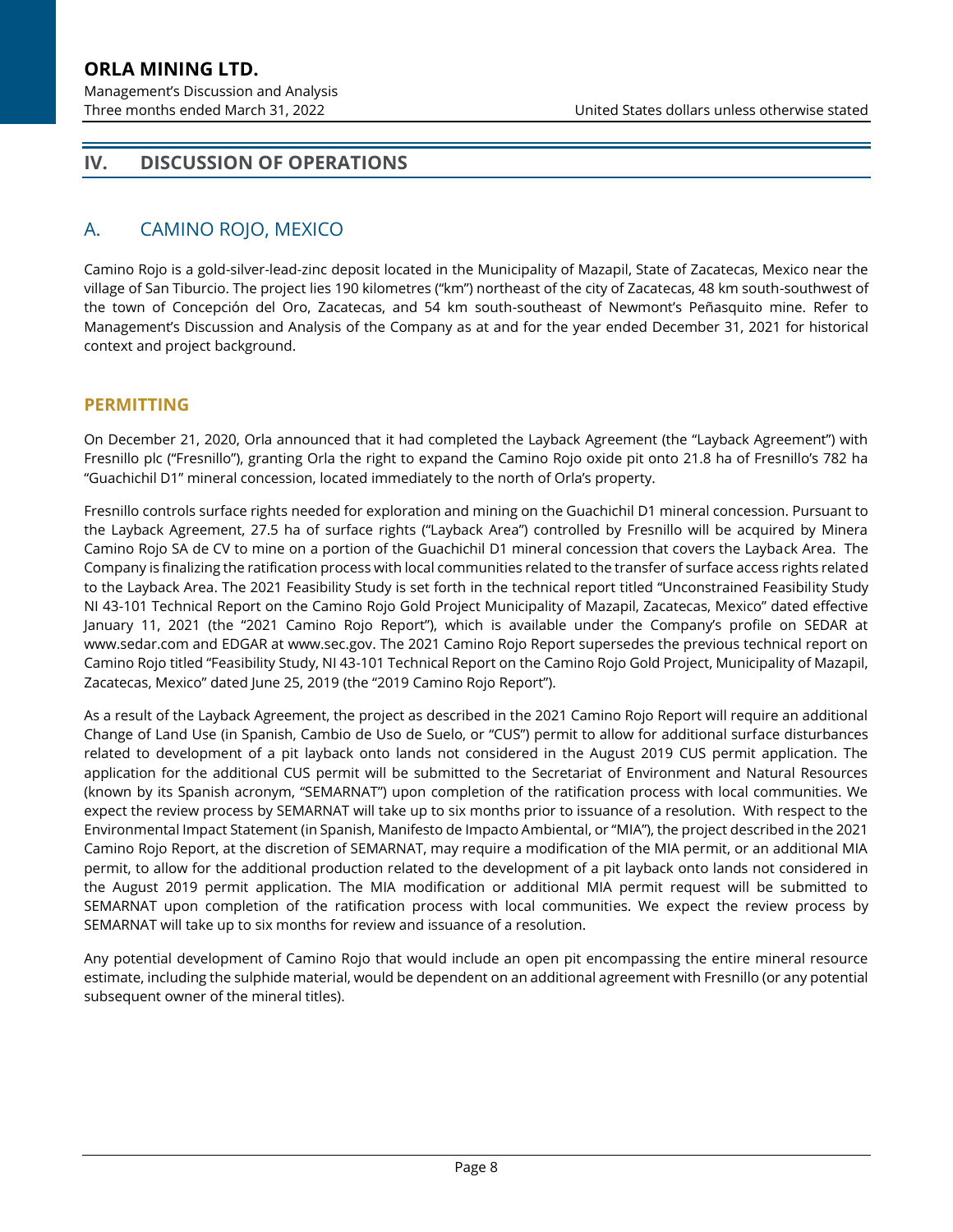## IV. DISCUSSION OF OPERATIONS

### A. CAMINO ROJO, MEXICO

Camino Rojo is a gold-silver-lead-zinc deposit located in the Municipality of Mazapil, State of Zacatecas, Mexico near the village of San Tiburcio. The project lies 190 kilometres ("km") northeast of the city of Zacatecas, 48 km south-southwest of the town of Concepción del Oro, Zacatecas, and 54 km south-southeast of Newmont's Peñasquito mine. Refer to Management's Discussion and Analysis of the Company as at and for the year ended December 31, 2021 for historical context and project background.

#### PERMITTING

On December 21, 2020, Orla announced that it had completed the Layback Agreement (the "Layback Agreement") with Fresnillo plc ("Fresnillo"), granting Orla the right to expand the Camino Rojo oxide pit onto 21.8 ha of Fresnillo's 782 ha "Guachichil D1" mineral concession, located immediately to the north of Orla's property.

Fresnillo controls surface rights needed for exploration and mining on the Guachichil D1 mineral concession. Pursuant to the Layback Agreement, 27.5 ha of surface rights ("Layback Area") controlled by Fresnillo will be acquired by Minera Camino Rojo SA de CV to mine on a portion of the Guachichil D1 mineral concession that covers the Layback Area. The Company is finalizing the ratification process with local communities related to the transfer of surface access rights related to the Layback Area. The 2021 Feasibility Study is set forth in the technical report titled "Unconstrained Feasibility Study NI 43-101 Technical Report on the Camino Rojo Gold Project Municipality of Mazapil, Zacatecas, Mexico" dated effective January 11, 2021 (the "2021 Camino Rojo Report"), which is available under the Company's profile on SEDAR at www.sedar.com and EDGAR at www.sec.gov. The 2021 Camino Rojo Report supersedes the previous technical report on Camino Rojo titled "Feasibility Study, NI 43-101 Technical Report on the Camino Rojo Gold Project, Municipality of Mazapil, Zacatecas, Mexico" dated June 25, 2019 (the "2019 Camino Rojo Report").

As a result of the Layback Agreement, the project as described in the 2021 Camino Rojo Report will require an additional Change of Land Use (in Spanish, Cambio de Uso de Suelo, or "CUS") permit to allow for additional surface disturbances related to development of a pit layback onto lands not considered in the August 2019 CUS permit application. The application for the additional CUS permit will be submitted to the Secretariat of Environment and Natural Resources (known by its Spanish acronym, "SEMARNAT") upon completion of the ratification process with local communities. We expect the review process by SEMARNAT will take up to six months prior to issuance of a resolution. With respect to the Environmental Impact Statement (in Spanish, Manifesto de Impacto Ambiental, or "MIA"), the project described in the 2021 Camino Rojo Report, at the discretion of SEMARNAT, may require a modification of the MIA permit, or an additional MIA permit, to allow for the additional production related to the development of a pit layback onto lands not considered in the August 2019 permit application. The MIA modification or additional MIA permit request will be submitted to SEMARNAT upon completion of the ratification process with local communities. We expect the review process by SEMARNAT will take up to six months for review and issuance of a resolution.

Any potential development of Camino Rojo that would include an open pit encompassing the entire mineral resource estimate, including the sulphide material, would be dependent on an additional agreement with Fresnillo (or any potential subsequent owner of the mineral titles).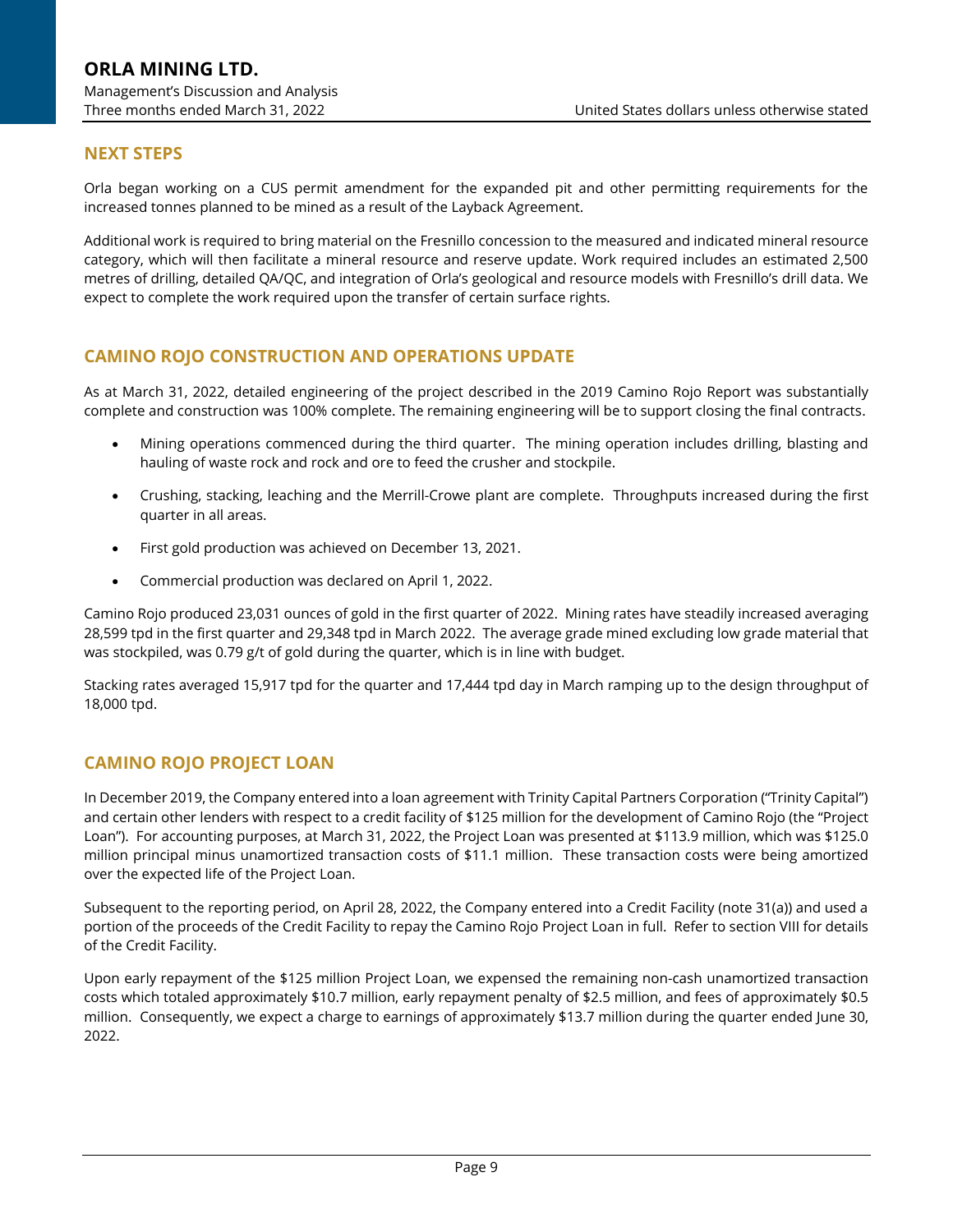## NEXT STEPS

Orla began working on a CUS permit amendment for the expanded pit and other permitting requirements for the increased tonnes planned to be mined as a result of the Layback Agreement.

Additional work is required to bring material on the Fresnillo concession to the measured and indicated mineral resource category, which will then facilitate a mineral resource and reserve update. Work required includes an estimated 2,500 metres of drilling, detailed QA/QC, and integration of Orla's geological and resource models with Fresnillo's drill data. We expect to complete the work required upon the transfer of certain surface rights.

## CAMINO ROJO CONSTRUCTION AND OPERATIONS UPDATE

As at March 31, 2022, detailed engineering of the project described in the 2019 Camino Rojo Report was substantially complete and construction was 100% complete. The remaining engineering will be to support closing the final contracts.

- Mining operations commenced during the third quarter. The mining operation includes drilling, blasting and hauling of waste rock and rock and ore to feed the crusher and stockpile.
- Crushing, stacking, leaching and the Merrill-Crowe plant are complete. Throughputs increased during the first quarter in all areas.
- First gold production was achieved on December 13, 2021.
- Commercial production was declared on April 1, 2022.

Camino Rojo produced 23,031 ounces of gold in the first quarter of 2022. Mining rates have steadily increased averaging 28,599 tpd in the first quarter and 29,348 tpd in March 2022. The average grade mined excluding low grade material that was stockpiled, was 0.79 g/t of gold during the quarter, which is in line with budget.

Stacking rates averaged 15,917 tpd for the quarter and 17,444 tpd day in March ramping up to the design throughput of 18,000 tpd.

## CAMINO ROJO PROJECT LOAN

In December 2019, the Company entered into a loan agreement with Trinity Capital Partners Corporation ("Trinity Capital") and certain other lenders with respect to a credit facility of $125 million for the development of Camino Rojo (the "Project Loan"). For accounting purposes, at March 31, 2022, the Project Loan was presented at $113.9 million, which was $125.0 million principal minus unamortized transaction costs of $11.1 million. These transaction costs were being amortized over the expected life of the Project Loan.

Subsequent to the reporting period, on April 28, 2022, the Company entered into a Credit Facility (note 31(a)) and used a portion of the proceeds of the Credit Facility to repay the Camino Rojo Project Loan in full. Refer to section VIII for details of the Credit Facility.

Upon early repayment of the $125 million Project Loan, we expensed the remaining non-cash unamortized transaction costs which totaled approximately $10.7 million, early repayment penalty of $2.5 million, and fees of approximately $0.5 million. Consequently, we expect a charge to earnings of approximately $13.7 million during the quarter ended June 30, 2022.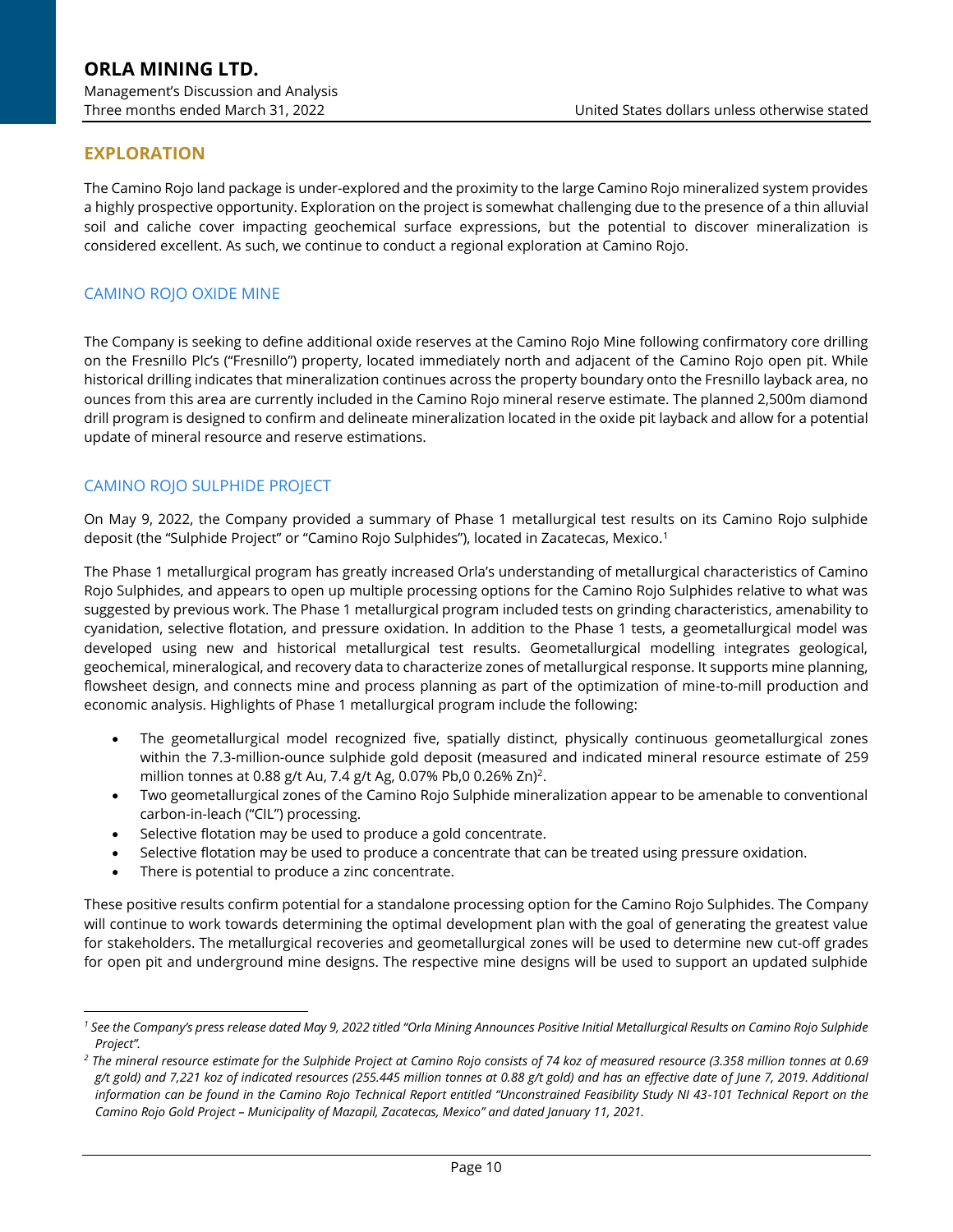## EXPLORATION

The Camino Rojo land package is under-explored and the proximity to the large Camino Rojo mineralized system provides a highly prospective opportunity. Exploration on the project is somewhat challenging due to the presence of a thin alluvial soil and caliche cover impacting geochemical surface expressions, but the potential to discover mineralization is considered excellent. As such, we continue to conduct a regional exploration at Camino Rojo.

### CAMINO ROJO OXIDE MINE

The Company is seeking to define additional oxide reserves at the Camino Rojo Mine following confirmatory core drilling on the Fresnillo Plc's ("Fresnillo") property, located immediately north and adjacent of the Camino Rojo open pit. While historical drilling indicates that mineralization continues across the property boundary onto the Fresnillo layback area, no ounces from this area are currently included in the Camino Rojo mineral reserve estimate. The planned 2,500m diamond drill program is designed to confirm and delineate mineralization located in the oxide pit layback and allow for a potential update of mineral resource and reserve estimations.

### CAMINO ROJO SULPHIDE PROJECT

On May 9, 2022, the Company provided a summary of Phase 1 metallurgical test results on its Camino Rojo sulphide deposit (the "Sulphide Project" or "Camino Rojo Sulphides"), located in Zacatecas, Mexico.[1]

The Phase 1 metallurgical program has greatly increased Orla's understanding of metallurgical characteristics of Camino Rojo Sulphides, and appears to open up multiple processing options for the Camino Rojo Sulphides relative to what was suggested by previous work. The Phase 1 metallurgical program included tests on grinding characteristics, amenability to cyanidation, selective flotation, and pressure oxidation. In addition to the Phase 1 tests, a geometallurgical model was developed using new and historical metallurgical test results. Geometallurgical modelling integrates geological, geochemical, mineralogical, and recovery data to characterize zones of metallurgical response. It supports mine planning, flowsheet design, and connects mine and process planning as part of the optimization of mine-to-mill production and economic analysis. Highlights of Phase 1 metallurgical program include the following:

- The geometallurgical model recognized five, spatially distinct, physically continuous geometallurgical zones within the 7.3-million-ounce sulphide gold deposit (measured and indicated mineral resource estimate of 259 million tonnes at 0.88 g/t Au, 7.4 g/t Ag, 0.07% Pb,0 0.26% Zn)[2].
- Two geometallurgical zones of the Camino Rojo Sulphide mineralization appear to be amenable to conventional carbon-in-leach ("CIL") processing.
- Selective flotation may be used to produce a gold concentrate.
- Selective flotation may be used to produce a concentrate that can be treated using pressure oxidation.
- There is potential to produce a zinc concentrate.

These positive results confirm potential for a standalone processing option for the Camino Rojo Sulphides. The Company will continue to work towards determining the optimal development plan with the goal of generating the greatest value for stakeholders. The metallurgical recoveries and geometallurgical zones will be used to determine new cut-off grades for open pit and underground mine designs. The respective mine designs will be used to support an updated sulphide

---

*[1] See the Company's press release dated May 9, 2022 titled "Orla Mining Announces Positive Initial Metallurgical Results on Camino Rojo Sulphide Project".*

*[2] The mineral resource estimate for the Sulphide Project at Camino Rojo consists of 74 koz of measured resource (3.358 million tonnes at 0.69 g/t gold) and 7,221 koz of indicated resources (255.445 million tonnes at 0.88 g/t gold) and has an effective date of June 7, 2019. Additional information can be found in the Camino Rojo Technical Report entitled "Unconstrained Feasibility Study NI 43-101 Technical Report on the Camino Rojo Gold Project – Municipality of Mazapil, Zacatecas, Mexico" and dated January 11, 2021.*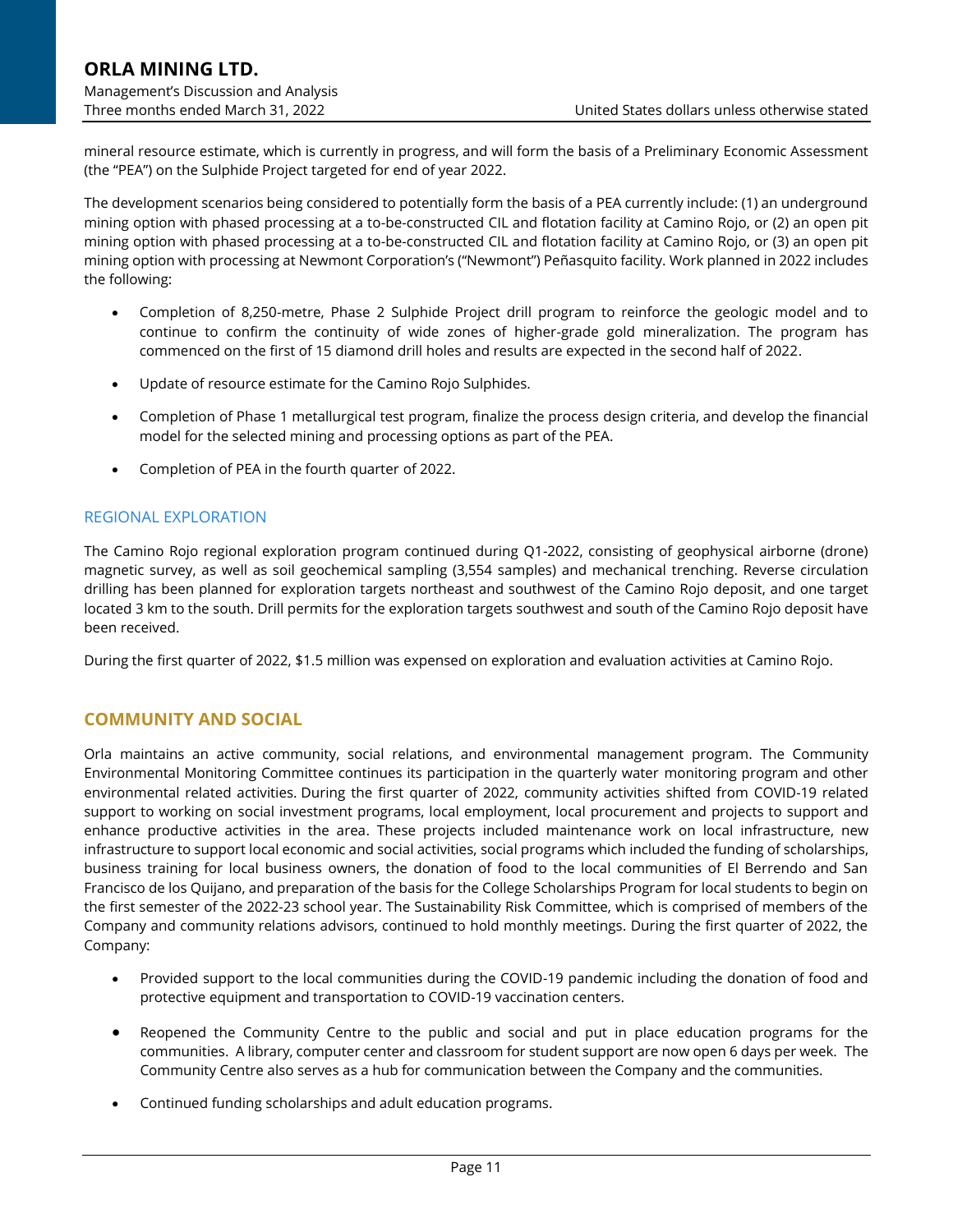mineral resource estimate, which is currently in progress, and will form the basis of a Preliminary Economic Assessment (the "PEA") on the Sulphide Project targeted for end of year 2022.

The development scenarios being considered to potentially form the basis of a PEA currently include: (1) an underground mining option with phased processing at a to-be-constructed CIL and flotation facility at Camino Rojo, or (2) an open pit mining option with phased processing at a to-be-constructed CIL and flotation facility at Camino Rojo, or (3) an open pit mining option with processing at Newmont Corporation's ("Newmont") Peñasquito facility. Work planned in 2022 includes the following:

- Completion of 8,250-metre, Phase 2 Sulphide Project drill program to reinforce the geologic model and to continue to confirm the continuity of wide zones of higher-grade gold mineralization. The program has commenced on the first of 15 diamond drill holes and results are expected in the second half of 2022.
- Update of resource estimate for the Camino Rojo Sulphides.
- Completion of Phase 1 metallurgical test program, finalize the process design criteria, and develop the financial model for the selected mining and processing options as part of the PEA.
- Completion of PEA in the fourth quarter of 2022.

### REGIONAL EXPLORATION

The Camino Rojo regional exploration program continued during Q1-2022, consisting of geophysical airborne (drone) magnetic survey, as well as soil geochemical sampling (3,554 samples) and mechanical trenching. Reverse circulation drilling has been planned for exploration targets northeast and southwest of the Camino Rojo deposit, and one target located 3 km to the south. Drill permits for the exploration targets southwest and south of the Camino Rojo deposit have been received.

During the first quarter of 2022, $1.5 million was expensed on exploration and evaluation activities at Camino Rojo.

## COMMUNITY AND SOCIAL

Orla maintains an active community, social relations, and environmental management program. The Community Environmental Monitoring Committee continues its participation in the quarterly water monitoring program and other environmental related activities. During the first quarter of 2022, community activities shifted from COVID-19 related support to working on social investment programs, local employment, local procurement and projects to support and enhance productive activities in the area. These projects included maintenance work on local infrastructure, new infrastructure to support local economic and social activities, social programs which included the funding of scholarships, business training for local business owners, the donation of food to the local communities of El Berrendo and San Francisco de los Quijano, and preparation of the basis for the College Scholarships Program for local students to begin on the first semester of the 2022-23 school year. The Sustainability Risk Committee, which is comprised of members of the Company and community relations advisors, continued to hold monthly meetings. During the first quarter of 2022, the Company:

- Provided support to the local communities during the COVID-19 pandemic including the donation of food and protective equipment and transportation to COVID-19 vaccination centers.
- Reopened the Community Centre to the public and social and put in place education programs for the communities. A library, computer center and classroom for student support are now open 6 days per week. The Community Centre also serves as a hub for communication between the Company and the communities.
- Continued funding scholarships and adult education programs.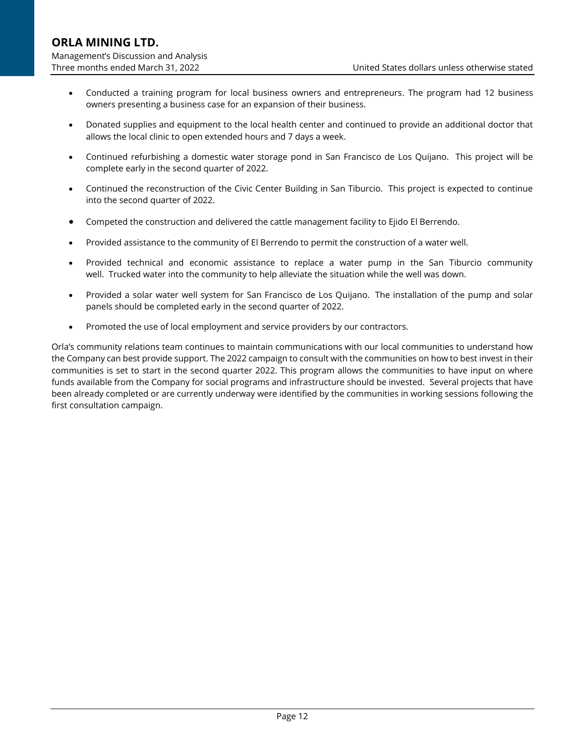- Conducted a training program for local business owners and entrepreneurs. The program had 12 business owners presenting a business case for an expansion of their business.
- Donated supplies and equipment to the local health center and continued to provide an additional doctor that allows the local clinic to open extended hours and 7 days a week.
- Continued refurbishing a domestic water storage pond in San Francisco de Los Quijano. This project will be complete early in the second quarter of 2022.
- Continued the reconstruction of the Civic Center Building in San Tiburcio. This project is expected to continue into the second quarter of 2022.
- Competed the construction and delivered the cattle management facility to Ejido El Berrendo.
- Provided assistance to the community of El Berrendo to permit the construction of a water well.
- Provided technical and economic assistance to replace a water pump in the San Tiburcio community well. Trucked water into the community to help alleviate the situation while the well was down.
- Provided a solar water well system for San Francisco de Los Quijano. The installation of the pump and solar panels should be completed early in the second quarter of 2022.
- Promoted the use of local employment and service providers by our contractors.

Orla's community relations team continues to maintain communications with our local communities to understand how the Company can best provide support. The 2022 campaign to consult with the communities on how to best invest in their communities is set to start in the second quarter 2022. This program allows the communities to have input on where funds available from the Company for social programs and infrastructure should be invested. Several projects that have been already completed or are currently underway were identified by the communities in working sessions following the first consultation campaign.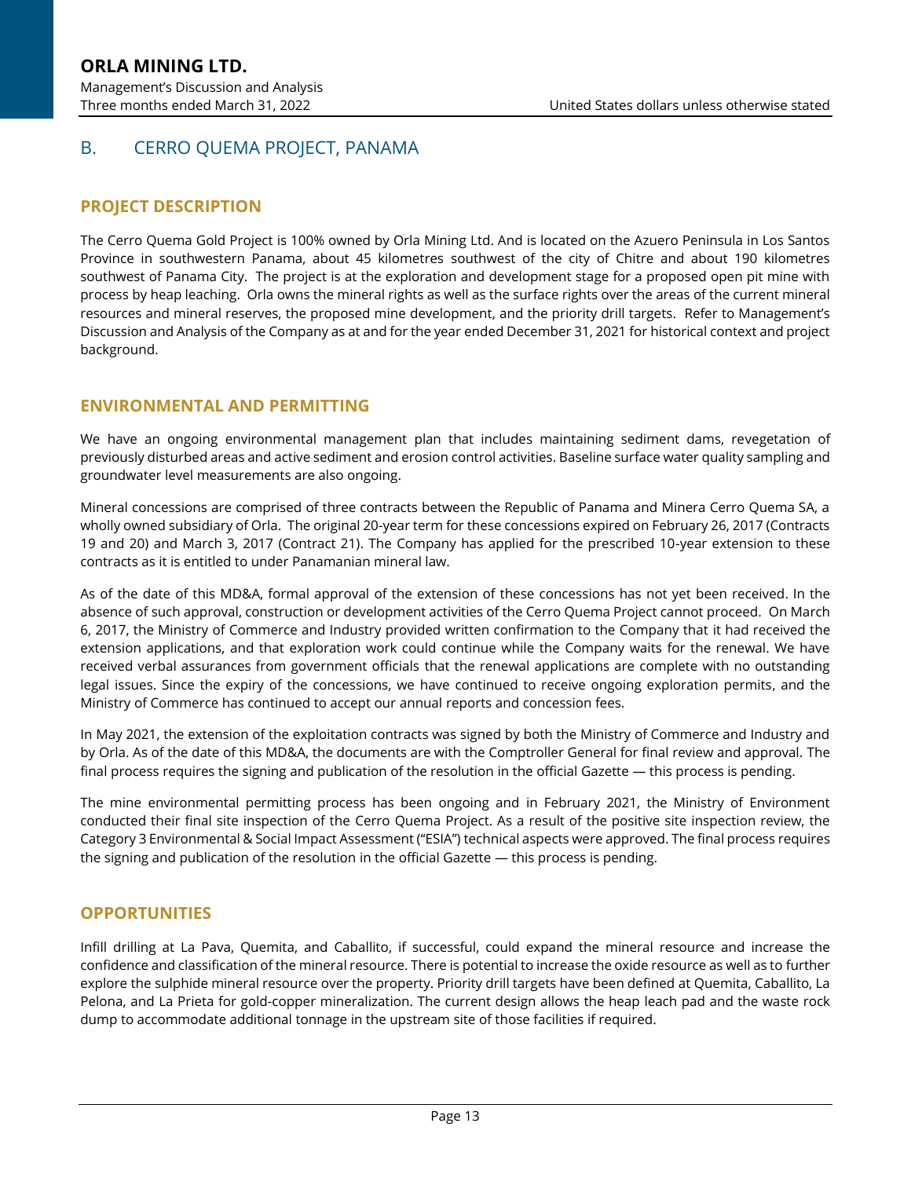## B. CERRO QUEMA PROJECT, PANAMA

### PROJECT DESCRIPTION

The Cerro Quema Gold Project is 100% owned by Orla Mining Ltd. And is located on the Azuero Peninsula in Los Santos Province in southwestern Panama, about 45 kilometres southwest of the city of Chitre and about 190 kilometres southwest of Panama City. The project is at the exploration and development stage for a proposed open pit mine with process by heap leaching. Orla owns the mineral rights as well as the surface rights over the areas of the current mineral resources and mineral reserves, the proposed mine development, and the priority drill targets. Refer to Management's Discussion and Analysis of the Company as at and for the year ended December 31, 2021 for historical context and project background.

### ENVIRONMENTAL AND PERMITTING

We have an ongoing environmental management plan that includes maintaining sediment dams, revegetation of previously disturbed areas and active sediment and erosion control activities. Baseline surface water quality sampling and groundwater level measurements are also ongoing.

Mineral concessions are comprised of three contracts between the Republic of Panama and Minera Cerro Quema SA, a wholly owned subsidiary of Orla. The original 20-year term for these concessions expired on February 26, 2017 (Contracts 19 and 20) and March 3, 2017 (Contract 21). The Company has applied for the prescribed 10-year extension to these contracts as it is entitled to under Panamanian mineral law.

As of the date of this MD&A, formal approval of the extension of these concessions has not yet been received. In the absence of such approval, construction or development activities of the Cerro Quema Project cannot proceed. On March 6, 2017, the Ministry of Commerce and Industry provided written confirmation to the Company that it had received the extension applications, and that exploration work could continue while the Company waits for the renewal. We have received verbal assurances from government officials that the renewal applications are complete with no outstanding legal issues. Since the expiry of the concessions, we have continued to receive ongoing exploration permits, and the Ministry of Commerce has continued to accept our annual reports and concession fees.

In May 2021, the extension of the exploitation contracts was signed by both the Ministry of Commerce and Industry and by Orla. As of the date of this MD&A, the documents are with the Comptroller General for final review and approval. The final process requires the signing and publication of the resolution in the official Gazette — this process is pending.

The mine environmental permitting process has been ongoing and in February 2021, the Ministry of Environment conducted their final site inspection of the Cerro Quema Project. As a result of the positive site inspection review, the Category 3 Environmental & Social Impact Assessment ("ESIA") technical aspects were approved. The final process requires the signing and publication of the resolution in the official Gazette — this process is pending.

### OPPORTUNITIES

Infill drilling at La Pava, Quemita, and Caballito, if successful, could expand the mineral resource and increase the confidence and classification of the mineral resource. There is potential to increase the oxide resource as well as to further explore the sulphide mineral resource over the property. Priority drill targets have been defined at Quemita, Caballito, La Pelona, and La Prieta for gold-copper mineralization. The current design allows the heap leach pad and the waste rock dump to accommodate additional tonnage in the upstream site of those facilities if required.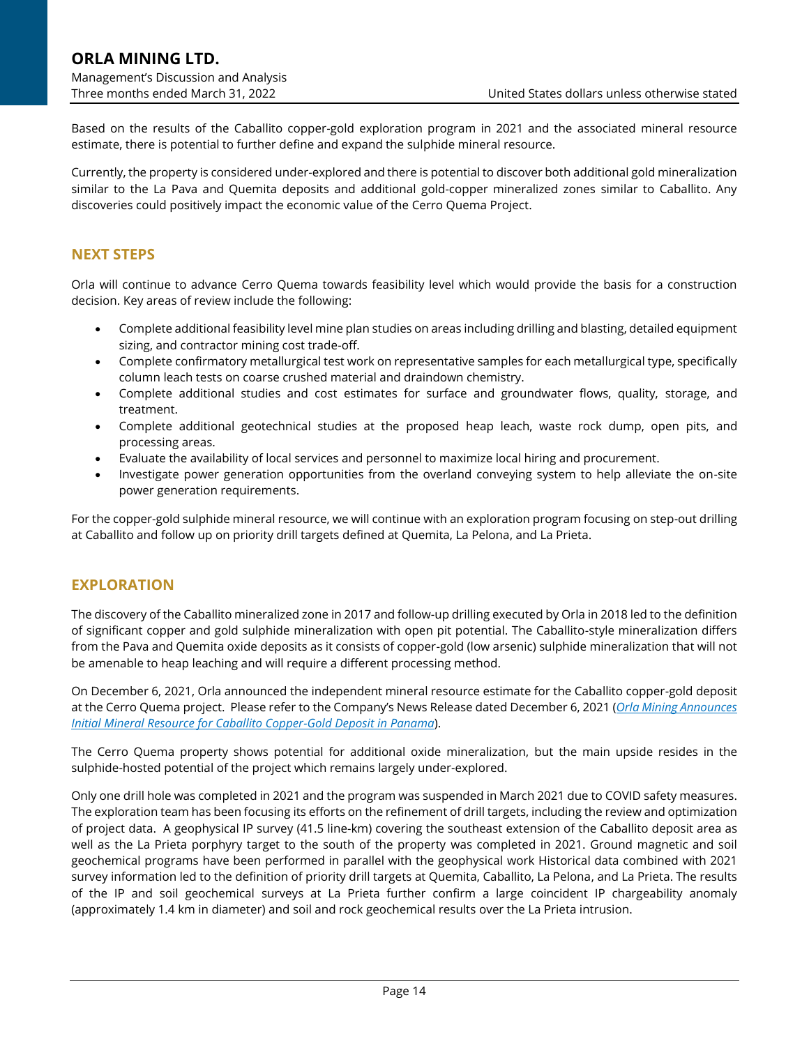Based on the results of the Caballito copper-gold exploration program in 2021 and the associated mineral resource estimate, there is potential to further define and expand the sulphide mineral resource.

Currently, the property is considered under-explored and there is potential to discover both additional gold mineralization similar to the La Pava and Quemita deposits and additional gold-copper mineralized zones similar to Caballito. Any discoveries could positively impact the economic value of the Cerro Quema Project.

## NEXT STEPS

Orla will continue to advance Cerro Quema towards feasibility level which would provide the basis for a construction decision. Key areas of review include the following:

- Complete additional feasibility level mine plan studies on areas including drilling and blasting, detailed equipment sizing, and contractor mining cost trade-off.
- Complete confirmatory metallurgical test work on representative samples for each metallurgical type, specifically column leach tests on coarse crushed material and draindown chemistry.
- Complete additional studies and cost estimates for surface and groundwater flows, quality, storage, and treatment.
- Complete additional geotechnical studies at the proposed heap leach, waste rock dump, open pits, and processing areas.
- Evaluate the availability of local services and personnel to maximize local hiring and procurement.
- Investigate power generation opportunities from the overland conveying system to help alleviate the on-site power generation requirements.

For the copper-gold sulphide mineral resource, we will continue with an exploration program focusing on step-out drilling at Caballito and follow up on priority drill targets defined at Quemita, La Pelona, and La Prieta.

## EXPLORATION

The discovery of the Caballito mineralized zone in 2017 and follow-up drilling executed by Orla in 2018 led to the definition of significant copper and gold sulphide mineralization with open pit potential. The Caballito-style mineralization differs from the Pava and Quemita oxide deposits as it consists of copper-gold (low arsenic) sulphide mineralization that will not be amenable to heap leaching and will require a different processing method.

On December 6, 2021, Orla announced the independent mineral resource estimate for the Caballito copper-gold deposit at the Cerro Quema project. Please refer to the Company's News Release dated December 6, 2021 (*Orla Mining Announces Initial Mineral Resource for Caballito Copper-Gold Deposit in Panama*).

The Cerro Quema property shows potential for additional oxide mineralization, but the main upside resides in the sulphide-hosted potential of the project which remains largely under-explored.

Only one drill hole was completed in 2021 and the program was suspended in March 2021 due to COVID safety measures. The exploration team has been focusing its efforts on the refinement of drill targets, including the review and optimization of project data. A geophysical IP survey (41.5 line-km) covering the southeast extension of the Caballito deposit area as well as the La Prieta porphyry target to the south of the property was completed in 2021. Ground magnetic and soil geochemical programs have been performed in parallel with the geophysical work Historical data combined with 2021 survey information led to the definition of priority drill targets at Quemita, Caballito, La Pelona, and La Prieta. The results of the IP and soil geochemical surveys at La Prieta further confirm a large coincident IP chargeability anomaly (approximately 1.4 km in diameter) and soil and rock geochemical results over the La Prieta intrusion.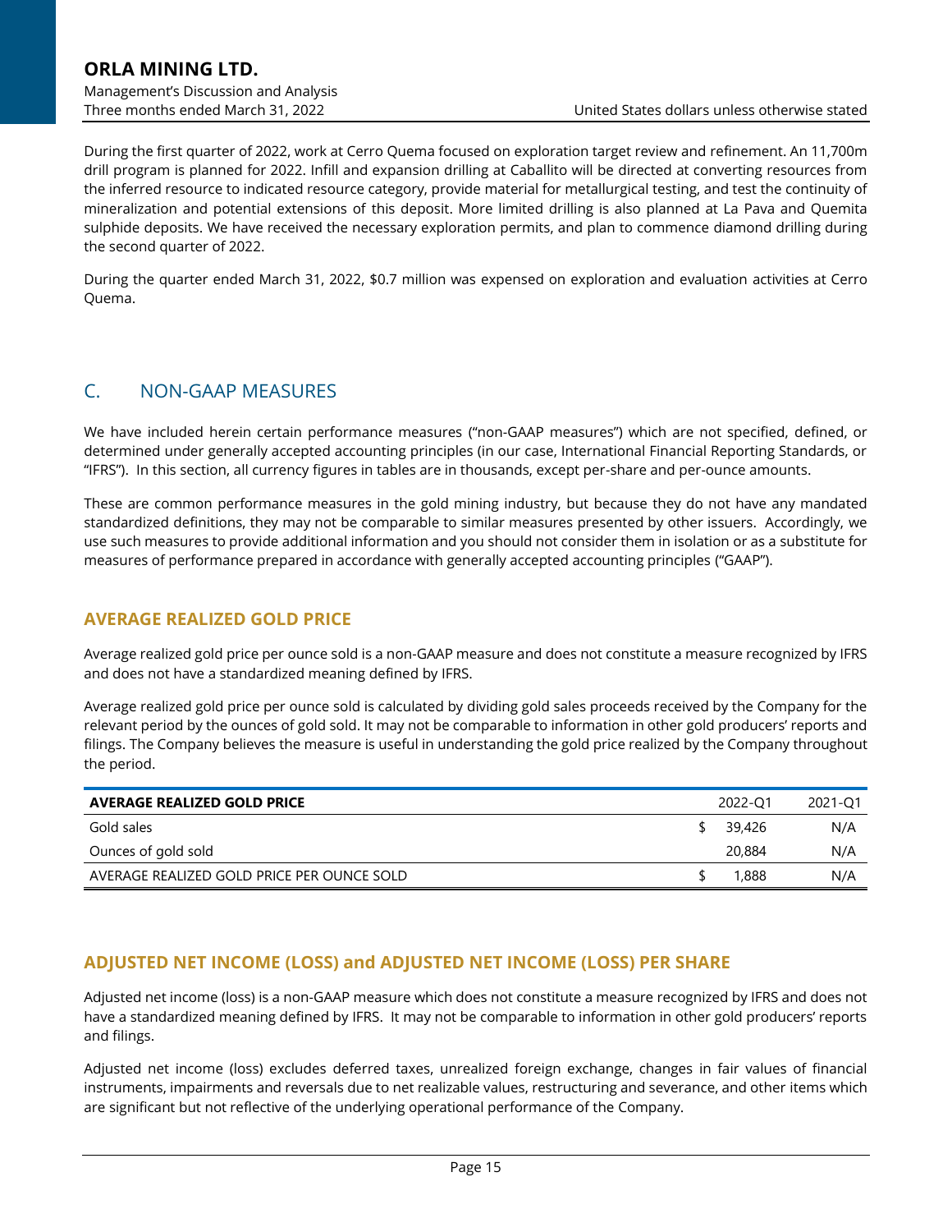During the first quarter of 2022, work at Cerro Quema focused on exploration target review and refinement. An 11,700m drill program is planned for 2022. Infill and expansion drilling at Caballito will be directed at converting resources from the inferred resource to indicated resource category, provide material for metallurgical testing, and test the continuity of mineralization and potential extensions of this deposit. More limited drilling is also planned at La Pava and Quemita sulphide deposits. We have received the necessary exploration permits, and plan to commence diamond drilling during the second quarter of 2022.

During the quarter ended March 31, 2022, $0.7 million was expensed on exploration and evaluation activities at Cerro Quema.

## C. NON-GAAP MEASURES

We have included herein certain performance measures ("non-GAAP measures") which are not specified, defined, or determined under generally accepted accounting principles (in our case, International Financial Reporting Standards, or "IFRS"). In this section, all currency figures in tables are in thousands, except per-share and per-ounce amounts.

These are common performance measures in the gold mining industry, but because they do not have any mandated standardized definitions, they may not be comparable to similar measures presented by other issuers. Accordingly, we use such measures to provide additional information and you should not consider them in isolation or as a substitute for measures of performance prepared in accordance with generally accepted accounting principles ("GAAP").

### AVERAGE REALIZED GOLD PRICE

Average realized gold price per ounce sold is a non-GAAP measure and does not constitute a measure recognized by IFRS and does not have a standardized meaning defined by IFRS.

Average realized gold price per ounce sold is calculated by dividing gold sales proceeds received by the Company for the relevant period by the ounces of gold sold. It may not be comparable to information in other gold producers' reports and filings. The Company believes the measure is useful in understanding the gold price realized by the Company throughout the period.

| **AVERAGE REALIZED GOLD PRICE** | 2022-Q1 | 2021-Q1 |
|---|---|---|
| Gold sales | $ 39,426 | N/A |
| Ounces of gold sold | 20,884 | N/A |
| AVERAGE REALIZED GOLD PRICE PER OUNCE SOLD | $ 1,888 | N/A |

### ADJUSTED NET INCOME (LOSS) and ADJUSTED NET INCOME (LOSS) PER SHARE

Adjusted net income (loss) is a non-GAAP measure which does not constitute a measure recognized by IFRS and does not have a standardized meaning defined by IFRS. It may not be comparable to information in other gold producers' reports and filings.

Adjusted net income (loss) excludes deferred taxes, unrealized foreign exchange, changes in fair values of financial instruments, impairments and reversals due to net realizable values, restructuring and severance, and other items which are significant but not reflective of the underlying operational performance of the Company.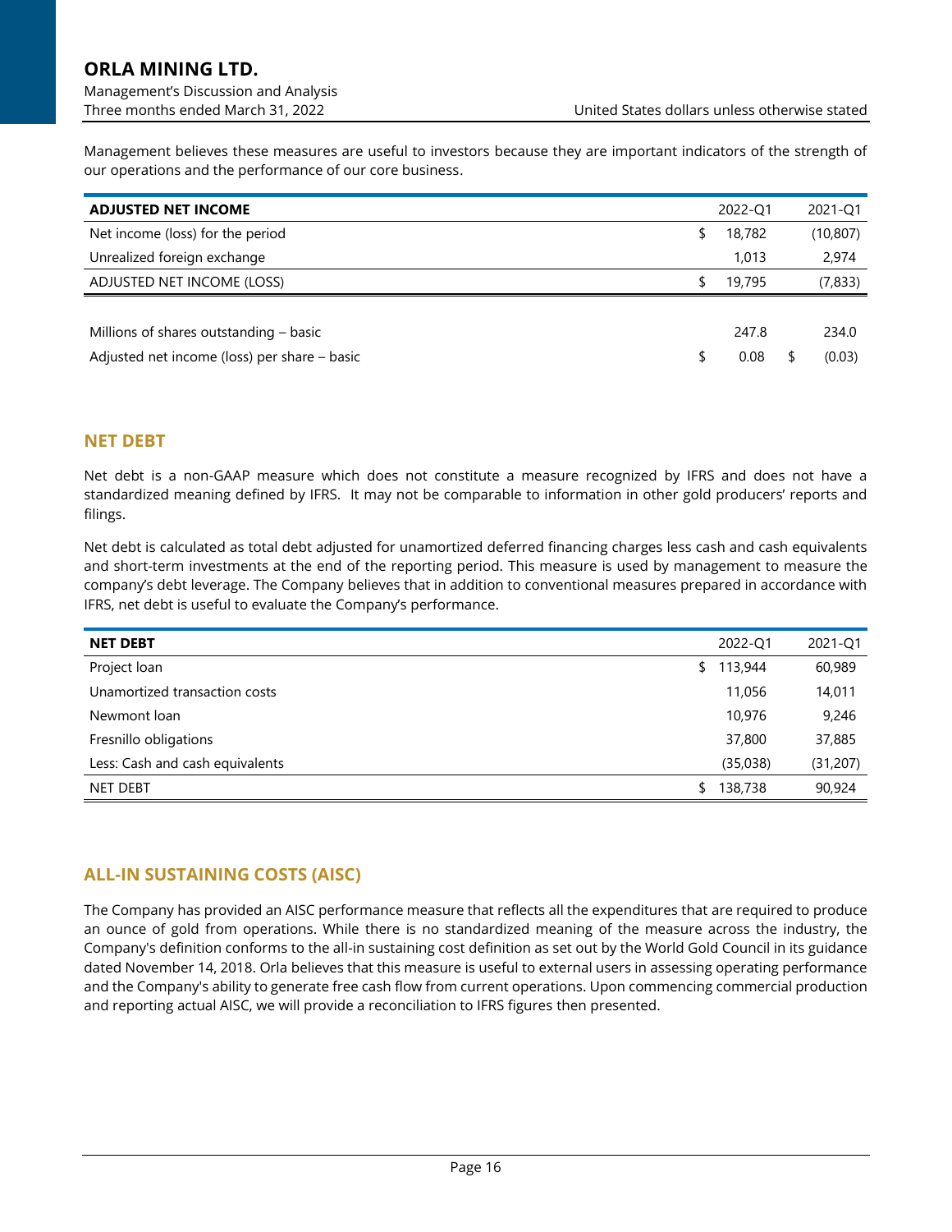Management believes these measures are useful to investors because they are important indicators of the strength of our operations and the performance of our core business.

| ADJUSTED NET INCOME | 2022-Q1 | 2021-Q1 |
|---|---|---|
| Net income (loss) for the period | $ 18,782 | (10,807) |
| Unrealized foreign exchange | 1,013 | 2,974 |
| ADJUSTED NET INCOME (LOSS) | $ 19,795 | (7,833) |
| | | |
| Millions of shares outstanding – basic | 247.8 | 234.0 |
| Adjusted net income (loss) per share – basic | $ 0.08 | $ (0.03) |

## NET DEBT

Net debt is a non-GAAP measure which does not constitute a measure recognized by IFRS and does not have a standardized meaning defined by IFRS. It may not be comparable to information in other gold producers' reports and filings.

Net debt is calculated as total debt adjusted for unamortized deferred financing charges less cash and cash equivalents and short-term investments at the end of the reporting period. This measure is used by management to measure the company's debt leverage. The Company believes that in addition to conventional measures prepared in accordance with IFRS, net debt is useful to evaluate the Company's performance.

| NET DEBT | 2022-Q1 | 2021-Q1 |
|---|---|---|
| Project loan | $ 113,944 | 60,989 |
| Unamortized transaction costs | 11,056 | 14,011 |
| Newmont loan | 10,976 | 9,246 |
| Fresnillo obligations | 37,800 | 37,885 |
| Less: Cash and cash equivalents | (35,038) | (31,207) |
| NET DEBT | $ 138,738 | 90,924 |

## ALL-IN SUSTAINING COSTS (AISC)

The Company has provided an AISC performance measure that reflects all the expenditures that are required to produce an ounce of gold from operations. While there is no standardized meaning of the measure across the industry, the Company's definition conforms to the all-in sustaining cost definition as set out by the World Gold Council in its guidance dated November 14, 2018. Orla believes that this measure is useful to external users in assessing operating performance and the Company's ability to generate free cash flow from current operations. Upon commencing commercial production and reporting actual AISC, we will provide a reconciliation to IFRS figures then presented.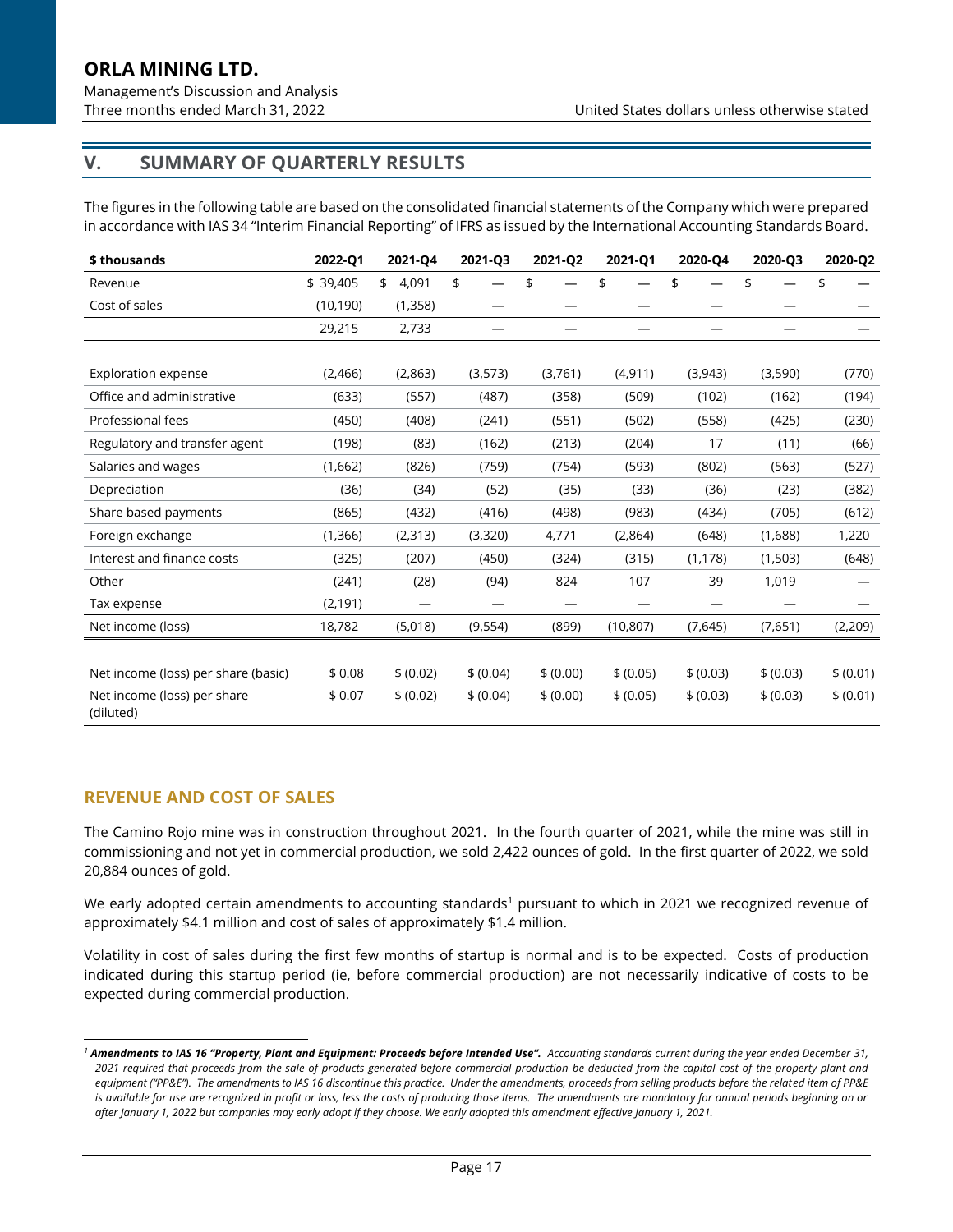## V. SUMMARY OF QUARTERLY RESULTS

The figures in the following table are based on the consolidated financial statements of the Company which were prepared in accordance with IAS 34 "Interim Financial Reporting" of IFRS as issued by the International Accounting Standards Board.

| $ thousands | 2022-Q1 | 2021-Q4 | 2021-Q3 | 2021-Q2 | 2021-Q1 | 2020-Q4 | 2020-Q3 | 2020-Q2 |
|---|---|---|---|---|---|---|---|---|
| Revenue | $ 39,405 | $ 4,091 | $ — | $ — | $ — | $ — | $ — | $ — |
| Cost of sales | (10,190) | (1,358) | — | — | — | — | — | — |
| | 29,215 | 2,733 | — | — | — | — | — | — |
| Exploration expense | (2,466) | (2,863) | (3,573) | (3,761) | (4,911) | (3,943) | (3,590) | (770) |
| Office and administrative | (633) | (557) | (487) | (358) | (509) | (102) | (162) | (194) |
| Professional fees | (450) | (408) | (241) | (551) | (502) | (558) | (425) | (230) |
| Regulatory and transfer agent | (198) | (83) | (162) | (213) | (204) | 17 | (11) | (66) |
| Salaries and wages | (1,662) | (826) | (759) | (754) | (593) | (802) | (563) | (527) |
| Depreciation | (36) | (34) | (52) | (35) | (33) | (36) | (23) | (382) |
| Share based payments | (865) | (432) | (416) | (498) | (983) | (434) | (705) | (612) |
| Foreign exchange | (1,366) | (2,313) | (3,320) | 4,771 | (2,864) | (648) | (1,688) | 1,220 |
| Interest and finance costs | (325) | (207) | (450) | (324) | (315) | (1,178) | (1,503) | (648) |
| Other | (241) | (28) | (94) | 824 | 107 | 39 | 1,019 | — |
| Tax expense | (2,191) | — | — | — | — | — | — | — |
| Net income (loss) | 18,782 | (5,018) | (9,554) | (899) | (10,807) | (7,645) | (7,651) | (2,209) |
| Net income (loss) per share (basic) | $ 0.08 | $ (0.02) | $ (0.04) | $ (0.00) | $ (0.05) | $ (0.03) | $ (0.03) | $ (0.01) |
| Net income (loss) per share (diluted) | $ 0.07 | $ (0.02) | $ (0.04) | $ (0.00) | $ (0.05) | $ (0.03) | $ (0.03) | $ (0.01) |

### REVENUE AND COST OF SALES

The Camino Rojo mine was in construction throughout 2021. In the fourth quarter of 2021, while the mine was still in commissioning and not yet in commercial production, we sold 2,422 ounces of gold. In the first quarter of 2022, we sold 20,884 ounces of gold.

We early adopted certain amendments to accounting standards[1] pursuant to which in 2021 we recognized revenue of approximately $4.1 million and cost of sales of approximately $1.4 million.

Volatility in cost of sales during the first few months of startup is normal and is to be expected. Costs of production indicated during this startup period (ie, before commercial production) are not necessarily indicative of costs to be expected during commercial production.

---

[1] ***Amendments to IAS 16 "Property, Plant and Equipment: Proceeds before Intended Use".*** *Accounting standards current during the year ended December 31, 2021 required that proceeds from the sale of products generated before commercial production be deducted from the capital cost of the property plant and equipment ("PP&E"). The amendments to IAS 16 discontinue this practice. Under the amendments, proceeds from selling products before the related item of PP&E is available for use are recognized in profit or loss, less the costs of producing those items. The amendments are mandatory for annual periods beginning on or after January 1, 2022 but companies may early adopt if they choose. We early adopted this amendment effective January 1, 2021.*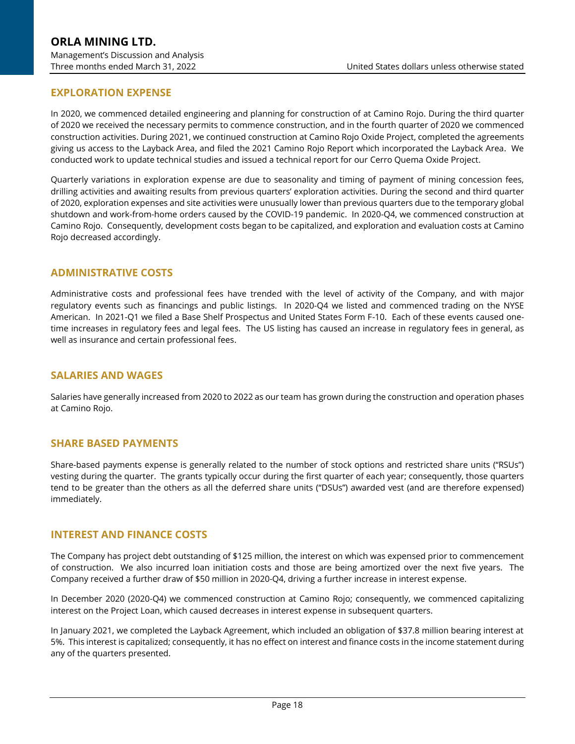## EXPLORATION EXPENSE

In 2020, we commenced detailed engineering and planning for construction of at Camino Rojo. During the third quarter of 2020 we received the necessary permits to commence construction, and in the fourth quarter of 2020 we commenced construction activities. During 2021, we continued construction at Camino Rojo Oxide Project, completed the agreements giving us access to the Layback Area, and filed the 2021 Camino Rojo Report which incorporated the Layback Area. We conducted work to update technical studies and issued a technical report for our Cerro Quema Oxide Project.

Quarterly variations in exploration expense are due to seasonality and timing of payment of mining concession fees, drilling activities and awaiting results from previous quarters' exploration activities. During the second and third quarter of 2020, exploration expenses and site activities were unusually lower than previous quarters due to the temporary global shutdown and work-from-home orders caused by the COVID-19 pandemic. In 2020-Q4, we commenced construction at Camino Rojo. Consequently, development costs began to be capitalized, and exploration and evaluation costs at Camino Rojo decreased accordingly.

## ADMINISTRATIVE COSTS

Administrative costs and professional fees have trended with the level of activity of the Company, and with major regulatory events such as financings and public listings. In 2020-Q4 we listed and commenced trading on the NYSE American. In 2021-Q1 we filed a Base Shelf Prospectus and United States Form F-10. Each of these events caused one-time increases in regulatory fees and legal fees. The US listing has caused an increase in regulatory fees in general, as well as insurance and certain professional fees.

## SALARIES AND WAGES

Salaries have generally increased from 2020 to 2022 as our team has grown during the construction and operation phases at Camino Rojo.

## SHARE BASED PAYMENTS

Share-based payments expense is generally related to the number of stock options and restricted share units ("RSUs") vesting during the quarter. The grants typically occur during the first quarter of each year; consequently, those quarters tend to be greater than the others as all the deferred share units ("DSUs") awarded vest (and are therefore expensed) immediately.

## INTEREST AND FINANCE COSTS

The Company has project debt outstanding of $125 million, the interest on which was expensed prior to commencement of construction. We also incurred loan initiation costs and those are being amortized over the next five years. The Company received a further draw of $50 million in 2020-Q4, driving a further increase in interest expense.

In December 2020 (2020-Q4) we commenced construction at Camino Rojo; consequently, we commenced capitalizing interest on the Project Loan, which caused decreases in interest expense in subsequent quarters.

In January 2021, we completed the Layback Agreement, which included an obligation of $37.8 million bearing interest at 5%. This interest is capitalized; consequently, it has no effect on interest and finance costs in the income statement during any of the quarters presented.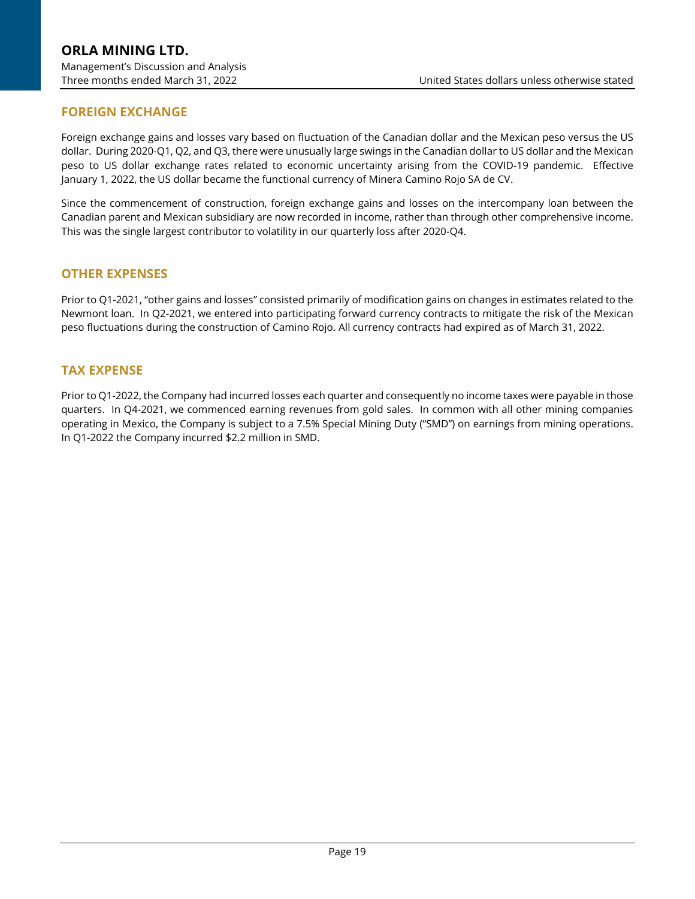## FOREIGN EXCHANGE

Foreign exchange gains and losses vary based on fluctuation of the Canadian dollar and the Mexican peso versus the US dollar. During 2020-Q1, Q2, and Q3, there were unusually large swings in the Canadian dollar to US dollar and the Mexican peso to US dollar exchange rates related to economic uncertainty arising from the COVID-19 pandemic. Effective January 1, 2022, the US dollar became the functional currency of Minera Camino Rojo SA de CV.

Since the commencement of construction, foreign exchange gains and losses on the intercompany loan between the Canadian parent and Mexican subsidiary are now recorded in income, rather than through other comprehensive income. This was the single largest contributor to volatility in our quarterly loss after 2020-Q4.

## OTHER EXPENSES

Prior to Q1-2021, "other gains and losses" consisted primarily of modification gains on changes in estimates related to the Newmont loan. In Q2-2021, we entered into participating forward currency contracts to mitigate the risk of the Mexican peso fluctuations during the construction of Camino Rojo. All currency contracts had expired as of March 31, 2022.

## TAX EXPENSE

Prior to Q1-2022, the Company had incurred losses each quarter and consequently no income taxes were payable in those quarters. In Q4-2021, we commenced earning revenues from gold sales. In common with all other mining companies operating in Mexico, the Company is subject to a 7.5% Special Mining Duty ("SMD") on earnings from mining operations. In Q1-2022 the Company incurred $2.2 million in SMD.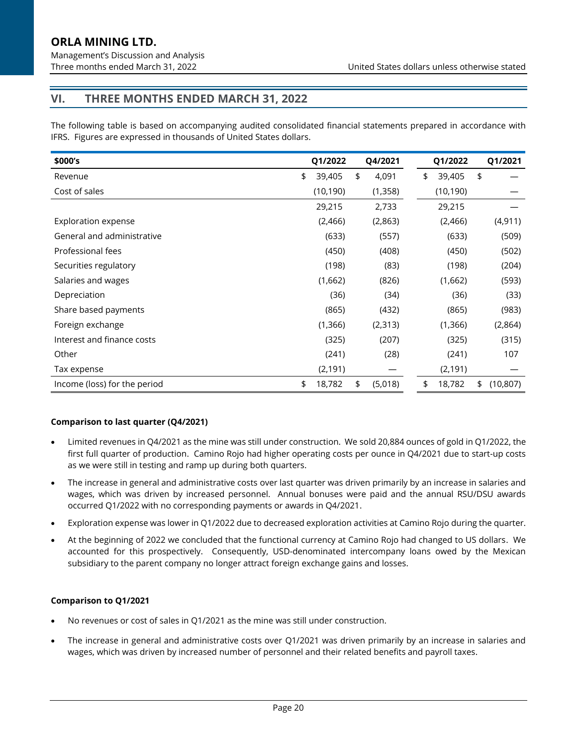## VI. THREE MONTHS ENDED MARCH 31, 2022

The following table is based on accompanying audited consolidated financial statements prepared in accordance with IFRS. Figures are expressed in thousands of United States dollars.

| $000's | Q1/2022 | Q4/2021 | Q1/2022 | Q1/2021 |
|---|---|---|---|---|
| Revenue | $ 39,405 | $ 4,091 | $ 39,405 | $ — |
| Cost of sales | (10,190) | (1,358) | (10,190) | — |
| | 29,215 | 2,733 | 29,215 | — |
| Exploration expense | (2,466) | (2,863) | (2,466) | (4,911) |
| General and administrative | (633) | (557) | (633) | (509) |
| Professional fees | (450) | (408) | (450) | (502) |
| Securities regulatory | (198) | (83) | (198) | (204) |
| Salaries and wages | (1,662) | (826) | (1,662) | (593) |
| Depreciation | (36) | (34) | (36) | (33) |
| Share based payments | (865) | (432) | (865) | (983) |
| Foreign exchange | (1,366) | (2,313) | (1,366) | (2,864) |
| Interest and finance costs | (325) | (207) | (325) | (315) |
| Other | (241) | (28) | (241) | 107 |
| Tax expense | (2,191) | — | (2,191) | — |
| Income (loss) for the period | $ 18,782 | $ (5,018) | $ 18,782 | $ (10,807) |

**Comparison to last quarter (Q4/2021)**

- Limited revenues in Q4/2021 as the mine was still under construction. We sold 20,884 ounces of gold in Q1/2022, the first full quarter of production. Camino Rojo had higher operating costs per ounce in Q4/2021 due to start-up costs as we were still in testing and ramp up during both quarters.
- The increase in general and administrative costs over last quarter was driven primarily by an increase in salaries and wages, which was driven by increased personnel. Annual bonuses were paid and the annual RSU/DSU awards occurred Q1/2022 with no corresponding payments or awards in Q4/2021.
- Exploration expense was lower in Q1/2022 due to decreased exploration activities at Camino Rojo during the quarter.
- At the beginning of 2022 we concluded that the functional currency at Camino Rojo had changed to US dollars. We accounted for this prospectively. Consequently, USD-denominated intercompany loans owed by the Mexican subsidiary to the parent company no longer attract foreign exchange gains and losses.

**Comparison to Q1/2021**

- No revenues or cost of sales in Q1/2021 as the mine was still under construction.
- The increase in general and administrative costs over Q1/2021 was driven primarily by an increase in salaries and wages, which was driven by increased number of personnel and their related benefits and payroll taxes.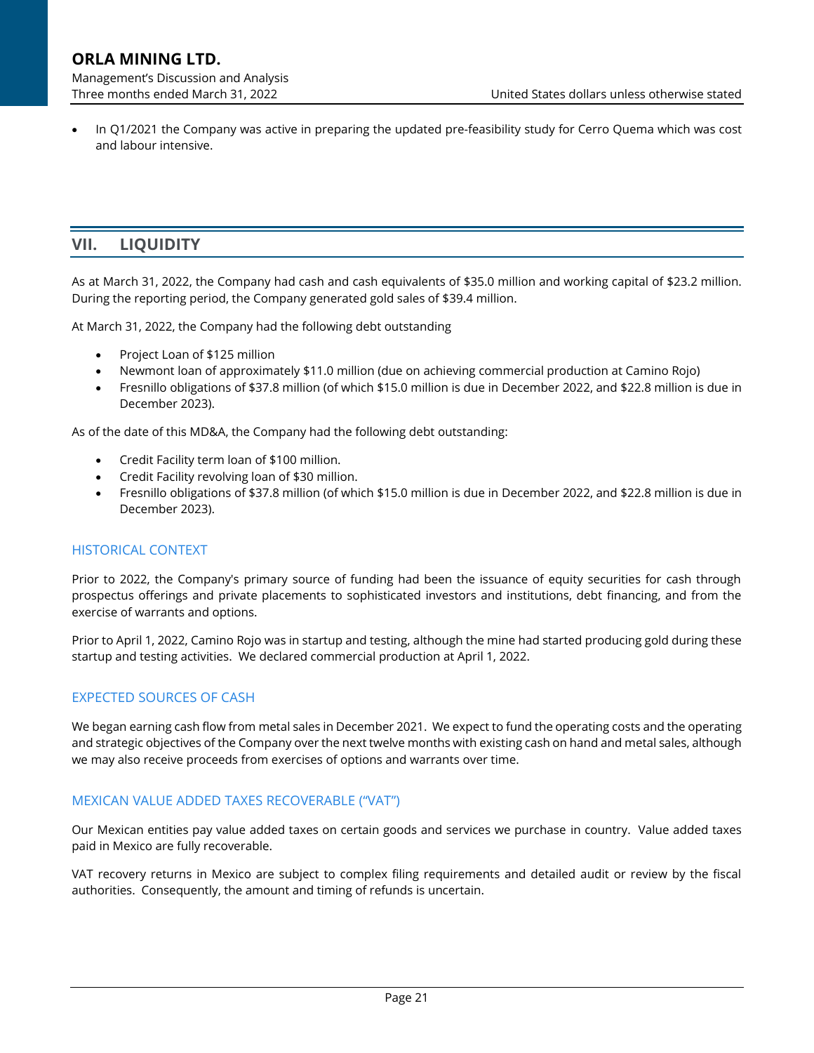- In Q1/2021 the Company was active in preparing the updated pre-feasibility study for Cerro Quema which was cost and labour intensive.

## VII. LIQUIDITY

As at March 31, 2022, the Company had cash and cash equivalents of $35.0 million and working capital of $23.2 million. During the reporting period, the Company generated gold sales of $39.4 million.

At March 31, 2022, the Company had the following debt outstanding

- Project Loan of $125 million
- Newmont loan of approximately $11.0 million (due on achieving commercial production at Camino Rojo)
- Fresnillo obligations of $37.8 million (of which $15.0 million is due in December 2022, and $22.8 million is due in December 2023).

As of the date of this MD&A, the Company had the following debt outstanding:

- Credit Facility term loan of $100 million.
- Credit Facility revolving loan of $30 million.
- Fresnillo obligations of $37.8 million (of which $15.0 million is due in December 2022, and $22.8 million is due in December 2023).

### HISTORICAL CONTEXT

Prior to 2022, the Company's primary source of funding had been the issuance of equity securities for cash through prospectus offerings and private placements to sophisticated investors and institutions, debt financing, and from the exercise of warrants and options.

Prior to April 1, 2022, Camino Rojo was in startup and testing, although the mine had started producing gold during these startup and testing activities. We declared commercial production at April 1, 2022.

### EXPECTED SOURCES OF CASH

We began earning cash flow from metal sales in December 2021. We expect to fund the operating costs and the operating and strategic objectives of the Company over the next twelve months with existing cash on hand and metal sales, although we may also receive proceeds from exercises of options and warrants over time.

### MEXICAN VALUE ADDED TAXES RECOVERABLE ("VAT")

Our Mexican entities pay value added taxes on certain goods and services we purchase in country. Value added taxes paid in Mexico are fully recoverable.

VAT recovery returns in Mexico are subject to complex filing requirements and detailed audit or review by the fiscal authorities. Consequently, the amount and timing of refunds is uncertain.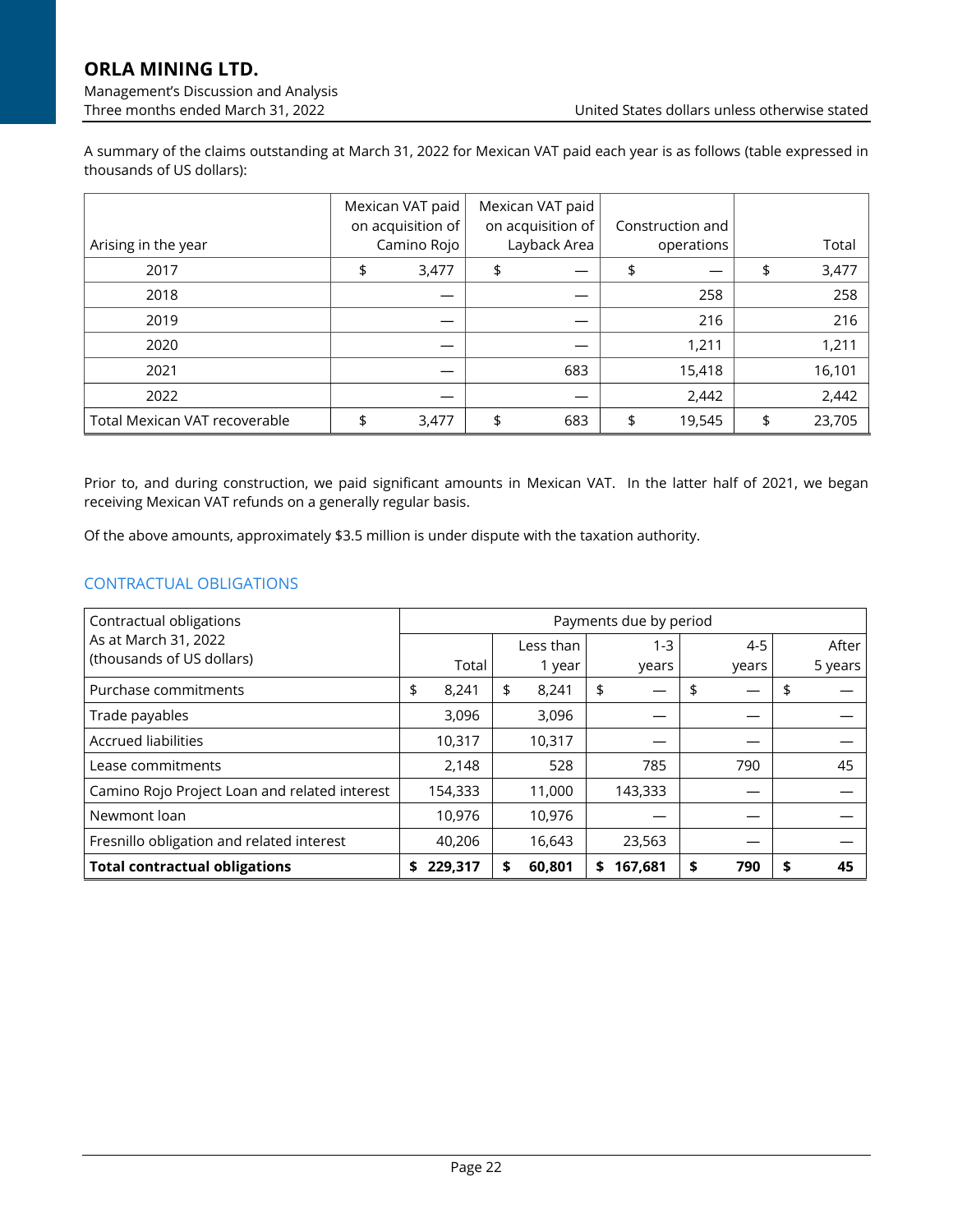A summary of the claims outstanding at March 31, 2022 for Mexican VAT paid each year is as follows (table expressed in thousands of US dollars):

| Arising in the year | Mexican VAT paid on acquisition of Camino Rojo | Mexican VAT paid on acquisition of Layback Area | Construction and operations | Total |
|---|---|---|---|---|
| 2017 | $ 3,477 | $ — | $ — | $ 3,477 |
| 2018 | — | — | 258 | 258 |
| 2019 | — | — | 216 | 216 |
| 2020 | — | — | 1,211 | 1,211 |
| 2021 | — | 683 | 15,418 | 16,101 |
| 2022 | — | — | 2,442 | 2,442 |
| Total Mexican VAT recoverable | $ 3,477 | $ 683 | $ 19,545 | $ 23,705 |

Prior to, and during construction, we paid significant amounts in Mexican VAT. In the latter half of 2021, we began receiving Mexican VAT refunds on a generally regular basis.

Of the above amounts, approximately $3.5 million is under dispute with the taxation authority.

## CONTRACTUAL OBLIGATIONS

| Contractual obligations As at March 31, 2022 (thousands of US dollars) | Payments due by period | | | | |
|---|---|---|---|---|---|
| | Total | Less than 1 year | 1-3 years | 4-5 years | After 5 years |
| Purchase commitments | $ 8,241 | $ 8,241 | $ — | $ — | $ — |
| Trade payables | 3,096 | 3,096 | — | — | — |
| Accrued liabilities | 10,317 | 10,317 | — | — | — |
| Lease commitments | 2,148 | 528 | 785 | 790 | 45 |
| Camino Rojo Project Loan and related interest | 154,333 | 11,000 | 143,333 | — | — |
| Newmont loan | 10,976 | 10,976 | — | — | — |
| Fresnillo obligation and related interest | 40,206 | 16,643 | 23,563 | — | — |
| **Total contractual obligations** | **$ 229,317** | **$ 60,801** | **$ 167,681** | **$ 790** | **$ 45** |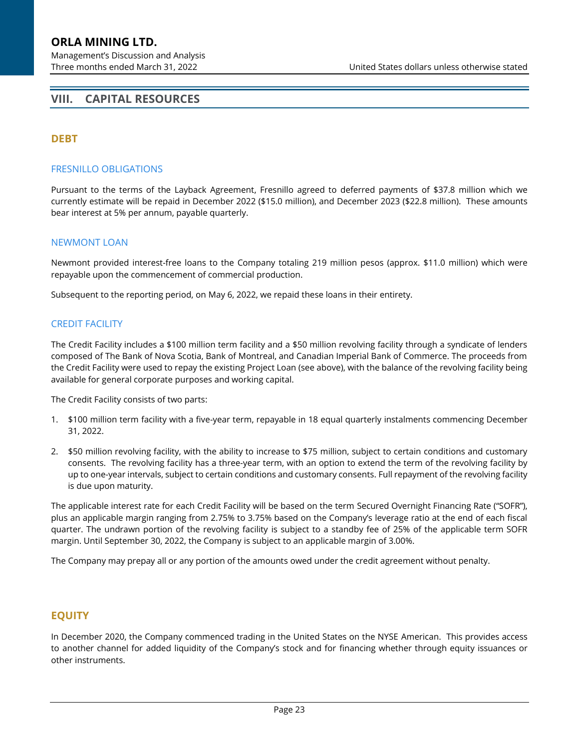## VIII. CAPITAL RESOURCES

### DEBT

#### FRESNILLO OBLIGATIONS

Pursuant to the terms of the Layback Agreement, Fresnillo agreed to deferred payments of $37.8 million which we currently estimate will be repaid in December 2022 ($15.0 million), and December 2023 ($22.8 million). These amounts bear interest at 5% per annum, payable quarterly.

#### NEWMONT LOAN

Newmont provided interest-free loans to the Company totaling 219 million pesos (approx. $11.0 million) which were repayable upon the commencement of commercial production.

Subsequent to the reporting period, on May 6, 2022, we repaid these loans in their entirety.

#### CREDIT FACILITY

The Credit Facility includes a $100 million term facility and a $50 million revolving facility through a syndicate of lenders composed of The Bank of Nova Scotia, Bank of Montreal, and Canadian Imperial Bank of Commerce. The proceeds from the Credit Facility were used to repay the existing Project Loan (see above), with the balance of the revolving facility being available for general corporate purposes and working capital.

The Credit Facility consists of two parts:

1. $100 million term facility with a five-year term, repayable in 18 equal quarterly instalments commencing December 31, 2022.
2. $50 million revolving facility, with the ability to increase to $75 million, subject to certain conditions and customary consents. The revolving facility has a three-year term, with an option to extend the term of the revolving facility by up to one-year intervals, subject to certain conditions and customary consents. Full repayment of the revolving facility is due upon maturity.

The applicable interest rate for each Credit Facility will be based on the term Secured Overnight Financing Rate ("SOFR"), plus an applicable margin ranging from 2.75% to 3.75% based on the Company's leverage ratio at the end of each fiscal quarter. The undrawn portion of the revolving facility is subject to a standby fee of 25% of the applicable term SOFR margin. Until September 30, 2022, the Company is subject to an applicable margin of 3.00%.

The Company may prepay all or any portion of the amounts owed under the credit agreement without penalty.

### EQUITY

In December 2020, the Company commenced trading in the United States on the NYSE American. This provides access to another channel for added liquidity of the Company's stock and for financing whether through equity issuances or other instruments.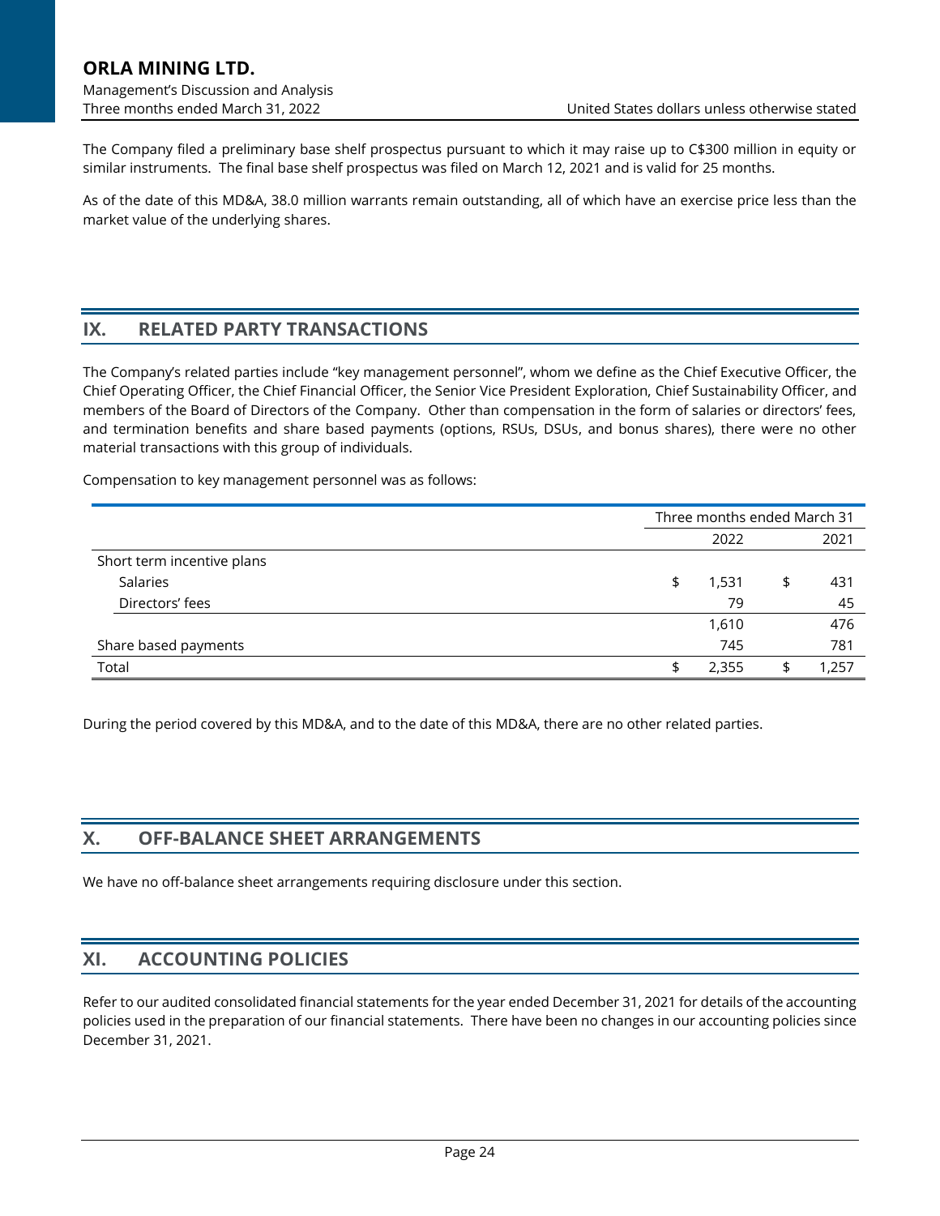The Company filed a preliminary base shelf prospectus pursuant to which it may raise up to C$300 million in equity or similar instruments. The final base shelf prospectus was filed on March 12, 2021 and is valid for 25 months.

As of the date of this MD&A, 38.0 million warrants remain outstanding, all of which have an exercise price less than the market value of the underlying shares.

## IX. RELATED PARTY TRANSACTIONS

The Company's related parties include "key management personnel", whom we define as the Chief Executive Officer, the Chief Operating Officer, the Chief Financial Officer, the Senior Vice President Exploration, Chief Sustainability Officer, and members of the Board of Directors of the Company. Other than compensation in the form of salaries or directors' fees, and termination benefits and share based payments (options, RSUs, DSUs, and bonus shares), there were no other material transactions with this group of individuals.

Compensation to key management personnel was as follows:

| | Three months ended March 31 | |
|---|---|---|
| | 2022 | 2021 |
| Short term incentive plans | | |
| Salaries | $ 1,531 | $ 431 |
| Directors' fees | 79 | 45 |
| | 1,610 | 476 |
| Share based payments | 745 | 781 |
| Total | $ 2,355 | $ 1,257 |

During the period covered by this MD&A, and to the date of this MD&A, there are no other related parties.

## X. OFF-BALANCE SHEET ARRANGEMENTS

We have no off-balance sheet arrangements requiring disclosure under this section.

## XI. ACCOUNTING POLICIES

Refer to our audited consolidated financial statements for the year ended December 31, 2021 for details of the accounting policies used in the preparation of our financial statements. There have been no changes in our accounting policies since December 31, 2021.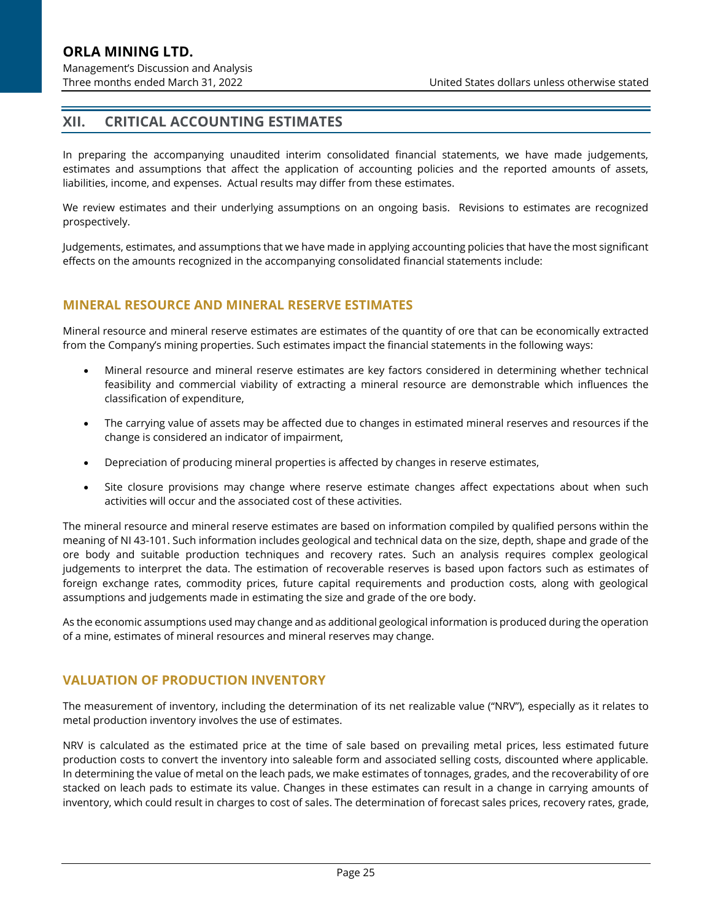## XII. CRITICAL ACCOUNTING ESTIMATES

In preparing the accompanying unaudited interim consolidated financial statements, we have made judgements, estimates and assumptions that affect the application of accounting policies and the reported amounts of assets, liabilities, income, and expenses. Actual results may differ from these estimates.

We review estimates and their underlying assumptions on an ongoing basis. Revisions to estimates are recognized prospectively.

Judgements, estimates, and assumptions that we have made in applying accounting policies that have the most significant effects on the amounts recognized in the accompanying consolidated financial statements include:

### MINERAL RESOURCE AND MINERAL RESERVE ESTIMATES

Mineral resource and mineral reserve estimates are estimates of the quantity of ore that can be economically extracted from the Company's mining properties. Such estimates impact the financial statements in the following ways:

- Mineral resource and mineral reserve estimates are key factors considered in determining whether technical feasibility and commercial viability of extracting a mineral resource are demonstrable which influences the classification of expenditure,
- The carrying value of assets may be affected due to changes in estimated mineral reserves and resources if the change is considered an indicator of impairment,
- Depreciation of producing mineral properties is affected by changes in reserve estimates,
- Site closure provisions may change where reserve estimate changes affect expectations about when such activities will occur and the associated cost of these activities.

The mineral resource and mineral reserve estimates are based on information compiled by qualified persons within the meaning of NI 43-101. Such information includes geological and technical data on the size, depth, shape and grade of the ore body and suitable production techniques and recovery rates. Such an analysis requires complex geological judgements to interpret the data. The estimation of recoverable reserves is based upon factors such as estimates of foreign exchange rates, commodity prices, future capital requirements and production costs, along with geological assumptions and judgements made in estimating the size and grade of the ore body.

As the economic assumptions used may change and as additional geological information is produced during the operation of a mine, estimates of mineral resources and mineral reserves may change.

### VALUATION OF PRODUCTION INVENTORY

The measurement of inventory, including the determination of its net realizable value ("NRV"), especially as it relates to metal production inventory involves the use of estimates.

NRV is calculated as the estimated price at the time of sale based on prevailing metal prices, less estimated future production costs to convert the inventory into saleable form and associated selling costs, discounted where applicable. In determining the value of metal on the leach pads, we make estimates of tonnages, grades, and the recoverability of ore stacked on leach pads to estimate its value. Changes in these estimates can result in a change in carrying amounts of inventory, which could result in charges to cost of sales. The determination of forecast sales prices, recovery rates, grade,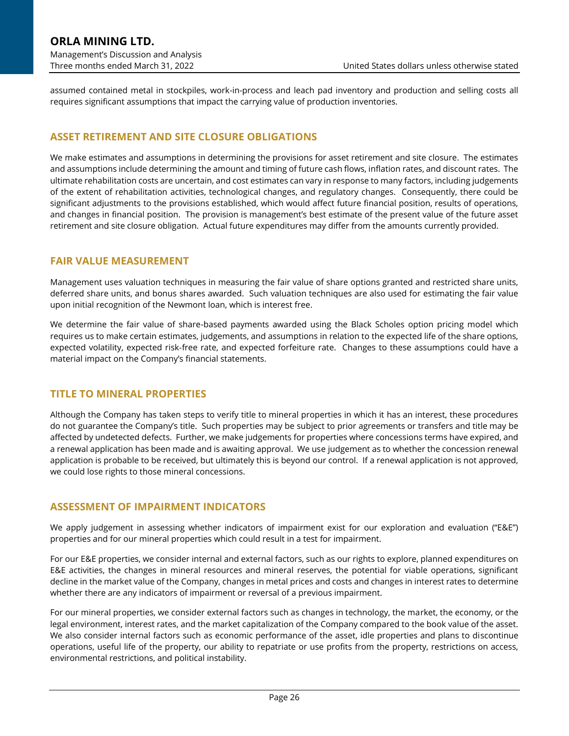assumed contained metal in stockpiles, work-in-process and leach pad inventory and production and selling costs all requires significant assumptions that impact the carrying value of production inventories.

## ASSET RETIREMENT AND SITE CLOSURE OBLIGATIONS

We make estimates and assumptions in determining the provisions for asset retirement and site closure. The estimates and assumptions include determining the amount and timing of future cash flows, inflation rates, and discount rates. The ultimate rehabilitation costs are uncertain, and cost estimates can vary in response to many factors, including judgements of the extent of rehabilitation activities, technological changes, and regulatory changes. Consequently, there could be significant adjustments to the provisions established, which would affect future financial position, results of operations, and changes in financial position. The provision is management's best estimate of the present value of the future asset retirement and site closure obligation. Actual future expenditures may differ from the amounts currently provided.

## FAIR VALUE MEASUREMENT

Management uses valuation techniques in measuring the fair value of share options granted and restricted share units, deferred share units, and bonus shares awarded. Such valuation techniques are also used for estimating the fair value upon initial recognition of the Newmont loan, which is interest free.

We determine the fair value of share-based payments awarded using the Black Scholes option pricing model which requires us to make certain estimates, judgements, and assumptions in relation to the expected life of the share options, expected volatility, expected risk-free rate, and expected forfeiture rate. Changes to these assumptions could have a material impact on the Company's financial statements.

## TITLE TO MINERAL PROPERTIES

Although the Company has taken steps to verify title to mineral properties in which it has an interest, these procedures do not guarantee the Company's title. Such properties may be subject to prior agreements or transfers and title may be affected by undetected defects. Further, we make judgements for properties where concessions terms have expired, and a renewal application has been made and is awaiting approval. We use judgement as to whether the concession renewal application is probable to be received, but ultimately this is beyond our control. If a renewal application is not approved, we could lose rights to those mineral concessions.

## ASSESSMENT OF IMPAIRMENT INDICATORS

We apply judgement in assessing whether indicators of impairment exist for our exploration and evaluation ("E&E") properties and for our mineral properties which could result in a test for impairment.

For our E&E properties, we consider internal and external factors, such as our rights to explore, planned expenditures on E&E activities, the changes in mineral resources and mineral reserves, the potential for viable operations, significant decline in the market value of the Company, changes in metal prices and costs and changes in interest rates to determine whether there are any indicators of impairment or reversal of a previous impairment.

For our mineral properties, we consider external factors such as changes in technology, the market, the economy, or the legal environment, interest rates, and the market capitalization of the Company compared to the book value of the asset. We also consider internal factors such as economic performance of the asset, idle properties and plans to discontinue operations, useful life of the property, our ability to repatriate or use profits from the property, restrictions on access, environmental restrictions, and political instability.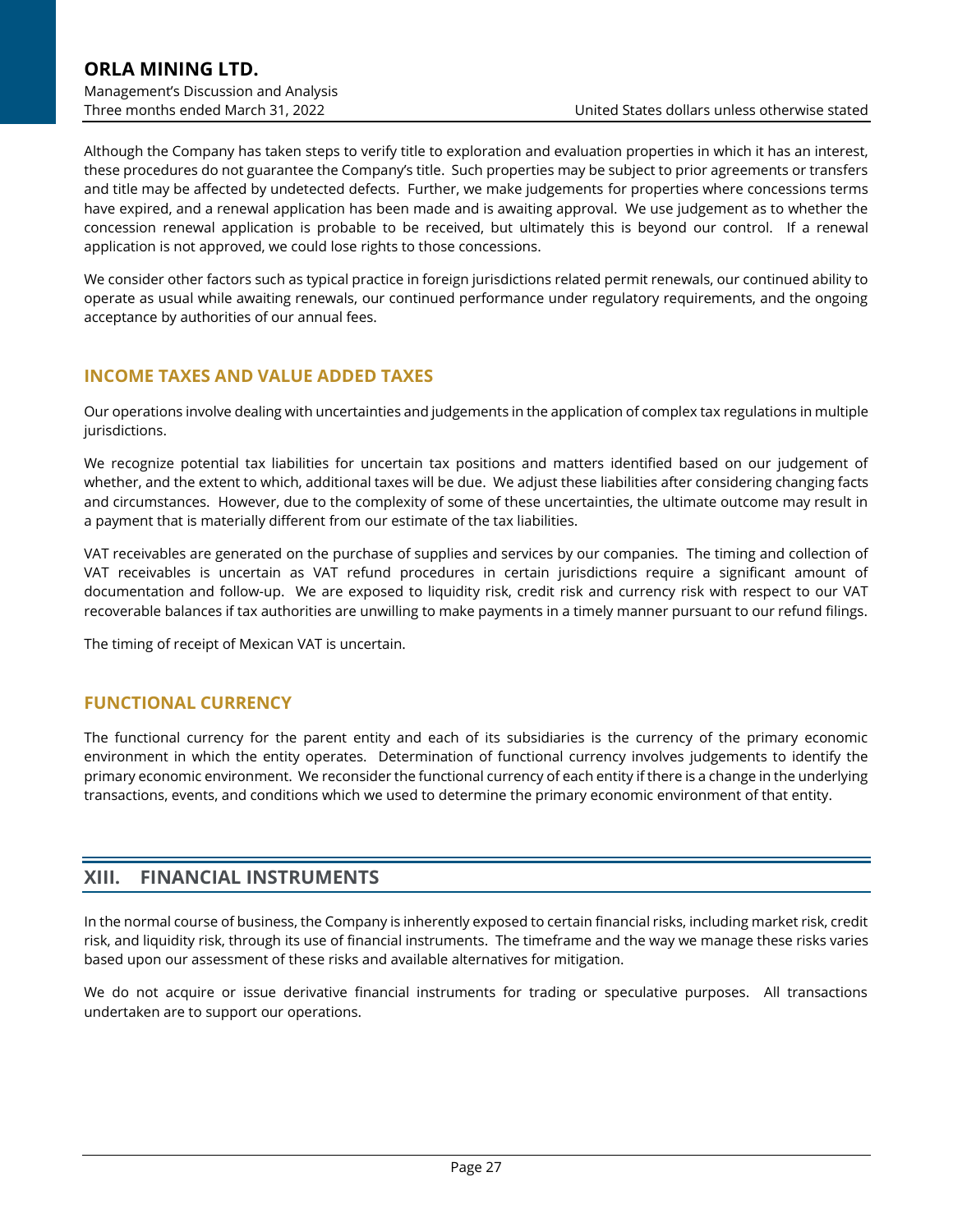Although the Company has taken steps to verify title to exploration and evaluation properties in which it has an interest, these procedures do not guarantee the Company's title. Such properties may be subject to prior agreements or transfers and title may be affected by undetected defects. Further, we make judgements for properties where concessions terms have expired, and a renewal application has been made and is awaiting approval. We use judgement as to whether the concession renewal application is probable to be received, but ultimately this is beyond our control. If a renewal application is not approved, we could lose rights to those concessions.

We consider other factors such as typical practice in foreign jurisdictions related permit renewals, our continued ability to operate as usual while awaiting renewals, our continued performance under regulatory requirements, and the ongoing acceptance by authorities of our annual fees.

### INCOME TAXES AND VALUE ADDED TAXES

Our operations involve dealing with uncertainties and judgements in the application of complex tax regulations in multiple jurisdictions.

We recognize potential tax liabilities for uncertain tax positions and matters identified based on our judgement of whether, and the extent to which, additional taxes will be due. We adjust these liabilities after considering changing facts and circumstances. However, due to the complexity of some of these uncertainties, the ultimate outcome may result in a payment that is materially different from our estimate of the tax liabilities.

VAT receivables are generated on the purchase of supplies and services by our companies. The timing and collection of VAT receivables is uncertain as VAT refund procedures in certain jurisdictions require a significant amount of documentation and follow-up. We are exposed to liquidity risk, credit risk and currency risk with respect to our VAT recoverable balances if tax authorities are unwilling to make payments in a timely manner pursuant to our refund filings.

The timing of receipt of Mexican VAT is uncertain.

### FUNCTIONAL CURRENCY

The functional currency for the parent entity and each of its subsidiaries is the currency of the primary economic environment in which the entity operates. Determination of functional currency involves judgements to identify the primary economic environment. We reconsider the functional currency of each entity if there is a change in the underlying transactions, events, and conditions which we used to determine the primary economic environment of that entity.

## XIII. FINANCIAL INSTRUMENTS

In the normal course of business, the Company is inherently exposed to certain financial risks, including market risk, credit risk, and liquidity risk, through its use of financial instruments. The timeframe and the way we manage these risks varies based upon our assessment of these risks and available alternatives for mitigation.

We do not acquire or issue derivative financial instruments for trading or speculative purposes. All transactions undertaken are to support our operations.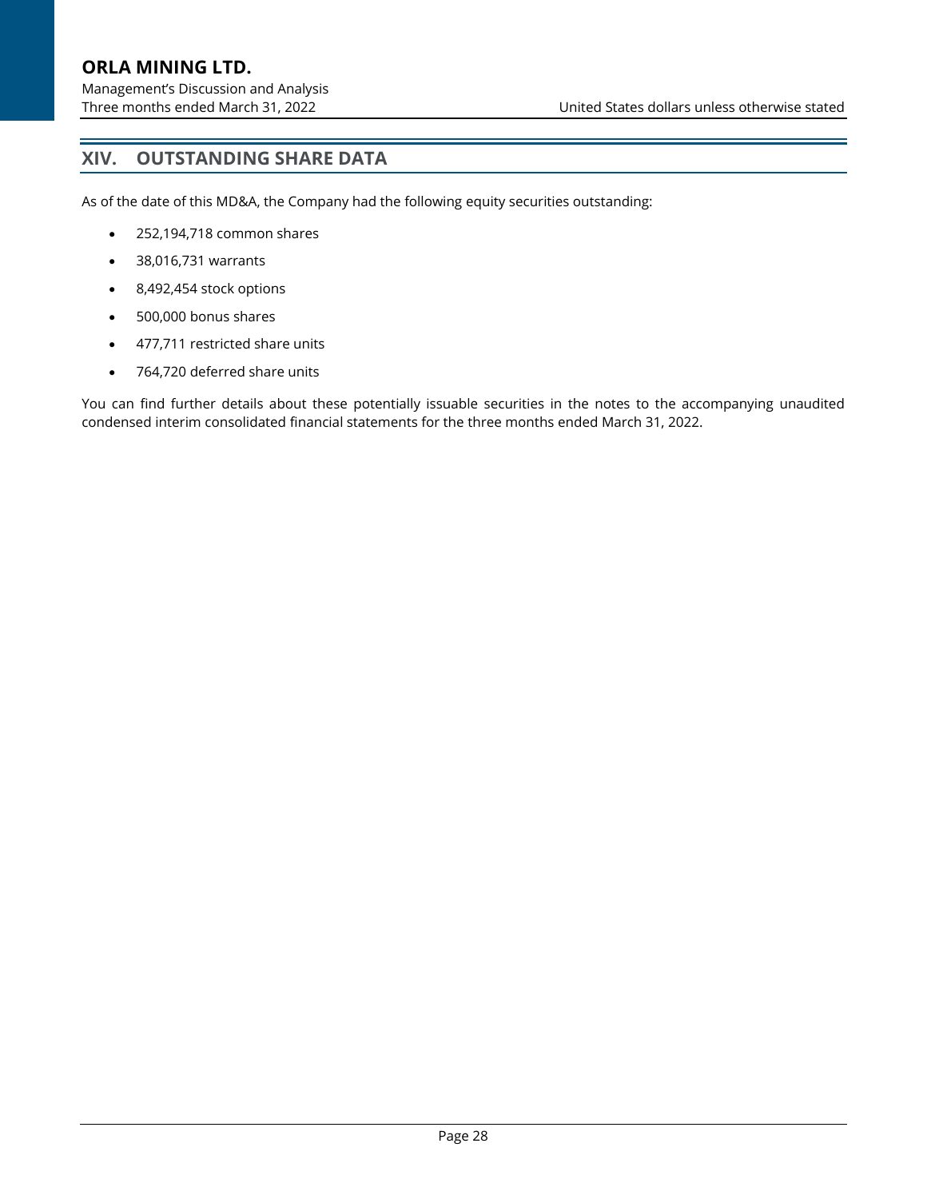## XIV. OUTSTANDING SHARE DATA

As of the date of this MD&A, the Company had the following equity securities outstanding:

- 252,194,718 common shares
- 38,016,731 warrants
- 8,492,454 stock options
- 500,000 bonus shares
- 477,711 restricted share units
- 764,720 deferred share units

You can find further details about these potentially issuable securities in the notes to the accompanying unaudited condensed interim consolidated financial statements for the three months ended March 31, 2022.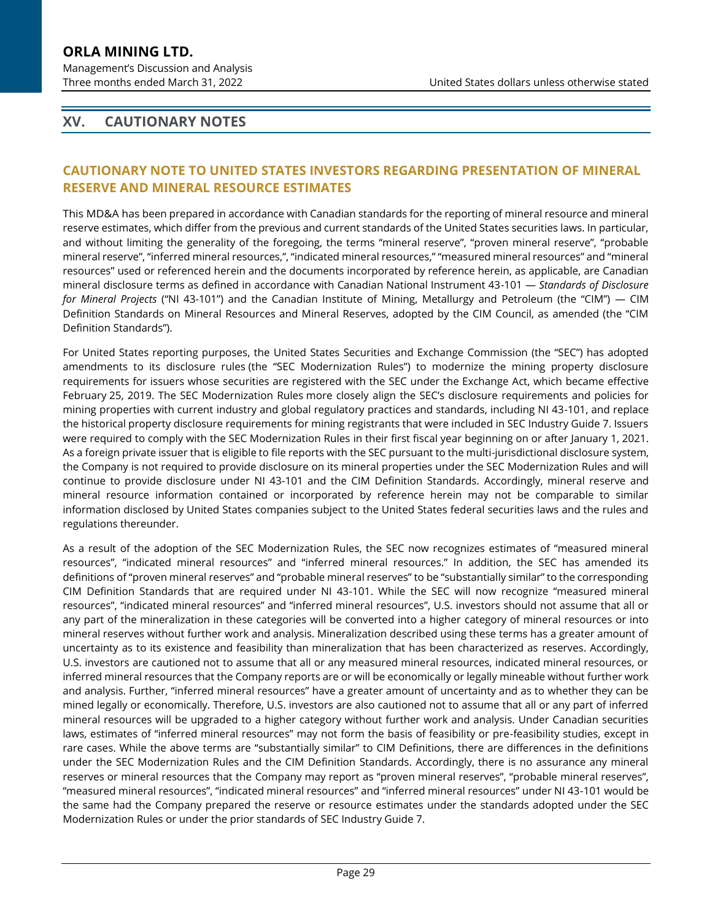## XV. CAUTIONARY NOTES

### CAUTIONARY NOTE TO UNITED STATES INVESTORS REGARDING PRESENTATION OF MINERAL RESERVE AND MINERAL RESOURCE ESTIMATES

This MD&A has been prepared in accordance with Canadian standards for the reporting of mineral resource and mineral reserve estimates, which differ from the previous and current standards of the United States securities laws. In particular, and without limiting the generality of the foregoing, the terms "mineral reserve", "proven mineral reserve", "probable mineral reserve", "inferred mineral resources,", "indicated mineral resources," "measured mineral resources" and "mineral resources" used or referenced herein and the documents incorporated by reference herein, as applicable, are Canadian mineral disclosure terms as defined in accordance with Canadian National Instrument 43-101 — *Standards of Disclosure for Mineral Projects* ("NI 43-101") and the Canadian Institute of Mining, Metallurgy and Petroleum (the "CIM") — CIM Definition Standards on Mineral Resources and Mineral Reserves, adopted by the CIM Council, as amended (the "CIM Definition Standards").

For United States reporting purposes, the United States Securities and Exchange Commission (the "SEC") has adopted amendments to its disclosure rules (the "SEC Modernization Rules") to modernize the mining property disclosure requirements for issuers whose securities are registered with the SEC under the Exchange Act, which became effective February 25, 2019. The SEC Modernization Rules more closely align the SEC's disclosure requirements and policies for mining properties with current industry and global regulatory practices and standards, including NI 43-101, and replace the historical property disclosure requirements for mining registrants that were included in SEC Industry Guide 7. Issuers were required to comply with the SEC Modernization Rules in their first fiscal year beginning on or after January 1, 2021. As a foreign private issuer that is eligible to file reports with the SEC pursuant to the multi-jurisdictional disclosure system, the Company is not required to provide disclosure on its mineral properties under the SEC Modernization Rules and will continue to provide disclosure under NI 43-101 and the CIM Definition Standards. Accordingly, mineral reserve and mineral resource information contained or incorporated by reference herein may not be comparable to similar information disclosed by United States companies subject to the United States federal securities laws and the rules and regulations thereunder.

As a result of the adoption of the SEC Modernization Rules, the SEC now recognizes estimates of "measured mineral resources", "indicated mineral resources" and "inferred mineral resources." In addition, the SEC has amended its definitions of "proven mineral reserves" and "probable mineral reserves" to be "substantially similar" to the corresponding CIM Definition Standards that are required under NI 43-101. While the SEC will now recognize "measured mineral resources", "indicated mineral resources" and "inferred mineral resources", U.S. investors should not assume that all or any part of the mineralization in these categories will be converted into a higher category of mineral resources or into mineral reserves without further work and analysis. Mineralization described using these terms has a greater amount of uncertainty as to its existence and feasibility than mineralization that has been characterized as reserves. Accordingly, U.S. investors are cautioned not to assume that all or any measured mineral resources, indicated mineral resources, or inferred mineral resources that the Company reports are or will be economically or legally mineable without further work and analysis. Further, "inferred mineral resources" have a greater amount of uncertainty and as to whether they can be mined legally or economically. Therefore, U.S. investors are also cautioned not to assume that all or any part of inferred mineral resources will be upgraded to a higher category without further work and analysis. Under Canadian securities laws, estimates of "inferred mineral resources" may not form the basis of feasibility or pre-feasibility studies, except in rare cases. While the above terms are "substantially similar" to CIM Definitions, there are differences in the definitions under the SEC Modernization Rules and the CIM Definition Standards. Accordingly, there is no assurance any mineral reserves or mineral resources that the Company may report as "proven mineral reserves", "probable mineral reserves", "measured mineral resources", "indicated mineral resources" and "inferred mineral resources" under NI 43-101 would be the same had the Company prepared the reserve or resource estimates under the standards adopted under the SEC Modernization Rules or under the prior standards of SEC Industry Guide 7.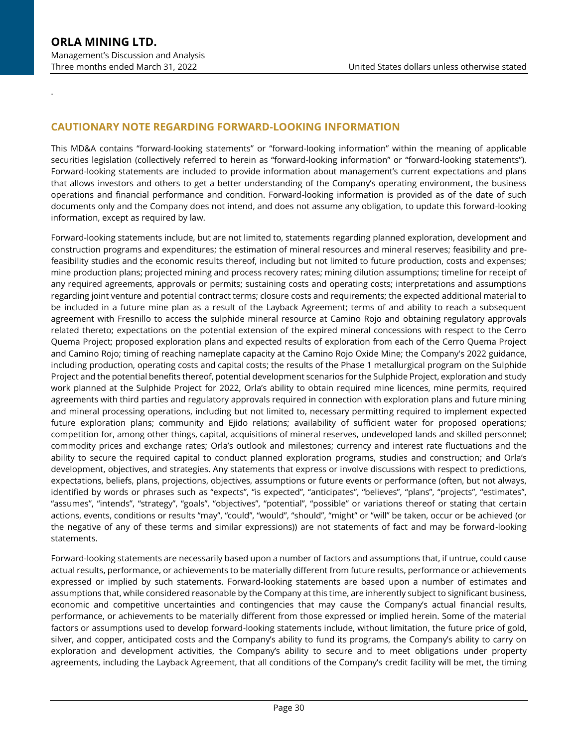## CAUTIONARY NOTE REGARDING FORWARD-LOOKING INFORMATION

This MD&A contains "forward-looking statements" or "forward-looking information" within the meaning of applicable securities legislation (collectively referred to herein as "forward-looking information" or "forward-looking statements"). Forward-looking statements are included to provide information about management's current expectations and plans that allows investors and others to get a better understanding of the Company's operating environment, the business operations and financial performance and condition. Forward-looking information is provided as of the date of such documents only and the Company does not intend, and does not assume any obligation, to update this forward-looking information, except as required by law.

Forward-looking statements include, but are not limited to, statements regarding planned exploration, development and construction programs and expenditures; the estimation of mineral resources and mineral reserves; feasibility and pre-feasibility studies and the economic results thereof, including but not limited to future production, costs and expenses; mine production plans; projected mining and process recovery rates; mining dilution assumptions; timeline for receipt of any required agreements, approvals or permits; sustaining costs and operating costs; interpretations and assumptions regarding joint venture and potential contract terms; closure costs and requirements; the expected additional material to be included in a future mine plan as a result of the Layback Agreement; terms of and ability to reach a subsequent agreement with Fresnillo to access the sulphide mineral resource at Camino Rojo and obtaining regulatory approvals related thereto; expectations on the potential extension of the expired mineral concessions with respect to the Cerro Quema Project; proposed exploration plans and expected results of exploration from each of the Cerro Quema Project and Camino Rojo; timing of reaching nameplate capacity at the Camino Rojo Oxide Mine; the Company's 2022 guidance, including production, operating costs and capital costs; the results of the Phase 1 metallurgical program on the Sulphide Project and the potential benefits thereof, potential development scenarios for the Sulphide Project, exploration and study work planned at the Sulphide Project for 2022, Orla's ability to obtain required mine licences, mine permits, required agreements with third parties and regulatory approvals required in connection with exploration plans and future mining and mineral processing operations, including but not limited to, necessary permitting required to implement expected future exploration plans; community and Ejido relations; availability of sufficient water for proposed operations; competition for, among other things, capital, acquisitions of mineral reserves, undeveloped lands and skilled personnel; commodity prices and exchange rates; Orla's outlook and milestones; currency and interest rate fluctuations and the ability to secure the required capital to conduct planned exploration programs, studies and construction; and Orla's development, objectives, and strategies. Any statements that express or involve discussions with respect to predictions, expectations, beliefs, plans, projections, objectives, assumptions or future events or performance (often, but not always, identified by words or phrases such as "expects", "is expected", "anticipates", "believes", "plans", "projects", "estimates", "assumes", "intends", "strategy", "goals", "objectives", "potential", "possible" or variations thereof or stating that certain actions, events, conditions or results "may", "could", "would", "should", "might" or "will" be taken, occur or be achieved (or the negative of any of these terms and similar expressions)) are not statements of fact and may be forward-looking statements.

Forward-looking statements are necessarily based upon a number of factors and assumptions that, if untrue, could cause actual results, performance, or achievements to be materially different from future results, performance or achievements expressed or implied by such statements. Forward-looking statements are based upon a number of estimates and assumptions that, while considered reasonable by the Company at this time, are inherently subject to significant business, economic and competitive uncertainties and contingencies that may cause the Company's actual financial results, performance, or achievements to be materially different from those expressed or implied herein. Some of the material factors or assumptions used to develop forward-looking statements include, without limitation, the future price of gold, silver, and copper, anticipated costs and the Company's ability to fund its programs, the Company's ability to carry on exploration and development activities, the Company's ability to secure and to meet obligations under property agreements, including the Layback Agreement, that all conditions of the Company's credit facility will be met, the timing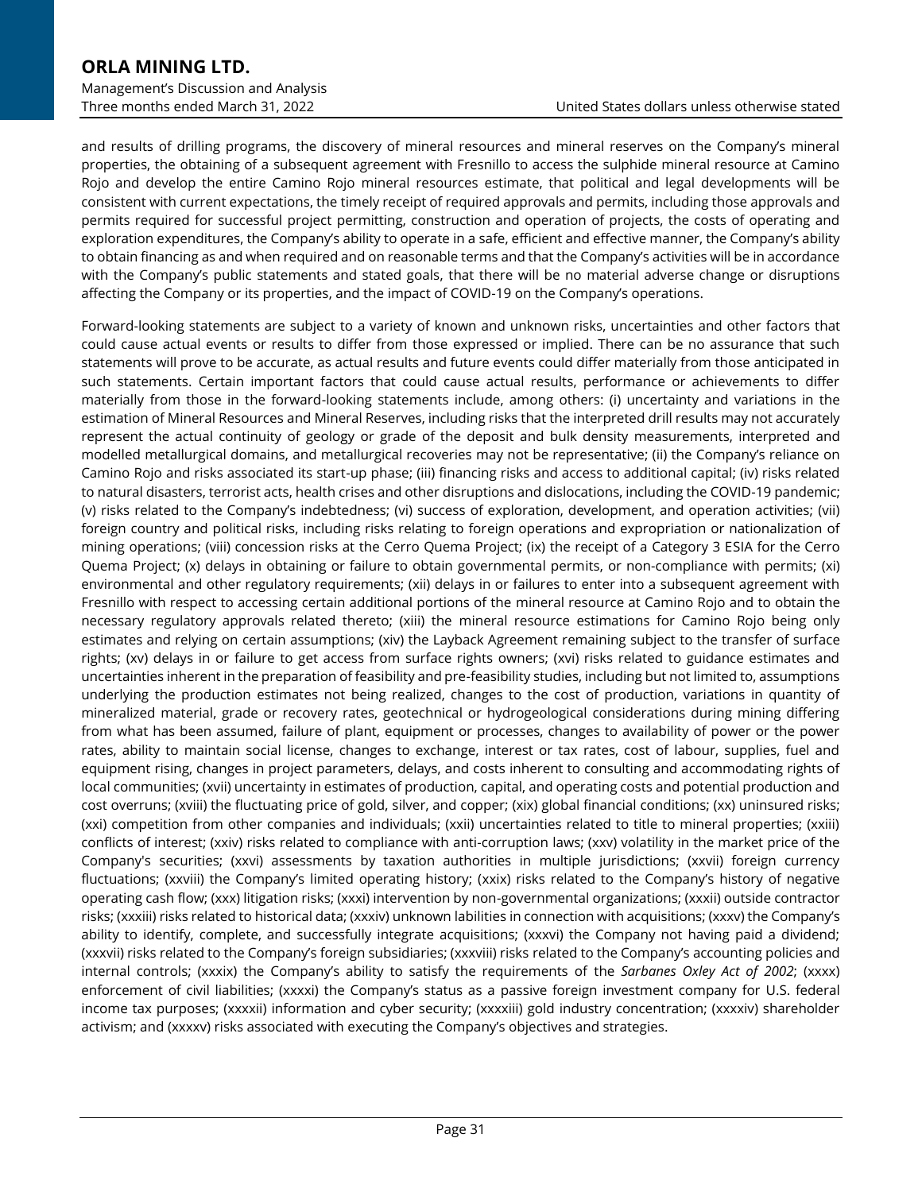and results of drilling programs, the discovery of mineral resources and mineral reserves on the Company's mineral properties, the obtaining of a subsequent agreement with Fresnillo to access the sulphide mineral resource at Camino Rojo and develop the entire Camino Rojo mineral resources estimate, that political and legal developments will be consistent with current expectations, the timely receipt of required approvals and permits, including those approvals and permits required for successful project permitting, construction and operation of projects, the costs of operating and exploration expenditures, the Company's ability to operate in a safe, efficient and effective manner, the Company's ability to obtain financing as and when required and on reasonable terms and that the Company's activities will be in accordance with the Company's public statements and stated goals, that there will be no material adverse change or disruptions affecting the Company or its properties, and the impact of COVID-19 on the Company's operations.

Forward-looking statements are subject to a variety of known and unknown risks, uncertainties and other factors that could cause actual events or results to differ from those expressed or implied. There can be no assurance that such statements will prove to be accurate, as actual results and future events could differ materially from those anticipated in such statements. Certain important factors that could cause actual results, performance or achievements to differ materially from those in the forward-looking statements include, among others: (i) uncertainty and variations in the estimation of Mineral Resources and Mineral Reserves, including risks that the interpreted drill results may not accurately represent the actual continuity of geology or grade of the deposit and bulk density measurements, interpreted and modelled metallurgical domains, and metallurgical recoveries may not be representative; (ii) the Company's reliance on Camino Rojo and risks associated its start-up phase; (iii) financing risks and access to additional capital; (iv) risks related to natural disasters, terrorist acts, health crises and other disruptions and dislocations, including the COVID-19 pandemic; (v) risks related to the Company's indebtedness; (vi) success of exploration, development, and operation activities; (vii) foreign country and political risks, including risks relating to foreign operations and expropriation or nationalization of mining operations; (viii) concession risks at the Cerro Quema Project; (ix) the receipt of a Category 3 ESIA for the Cerro Quema Project; (x) delays in obtaining or failure to obtain governmental permits, or non-compliance with permits; (xi) environmental and other regulatory requirements; (xii) delays in or failures to enter into a subsequent agreement with Fresnillo with respect to accessing certain additional portions of the mineral resource at Camino Rojo and to obtain the necessary regulatory approvals related thereto; (xiii) the mineral resource estimations for Camino Rojo being only estimates and relying on certain assumptions; (xiv) the Layback Agreement remaining subject to the transfer of surface rights; (xv) delays in or failure to get access from surface rights owners; (xvi) risks related to guidance estimates and uncertainties inherent in the preparation of feasibility and pre-feasibility studies, including but not limited to, assumptions underlying the production estimates not being realized, changes to the cost of production, variations in quantity of mineralized material, grade or recovery rates, geotechnical or hydrogeological considerations during mining differing from what has been assumed, failure of plant, equipment or processes, changes to availability of power or the power rates, ability to maintain social license, changes to exchange, interest or tax rates, cost of labour, supplies, fuel and equipment rising, changes in project parameters, delays, and costs inherent to consulting and accommodating rights of local communities; (xvii) uncertainty in estimates of production, capital, and operating costs and potential production and cost overruns; (xviii) the fluctuating price of gold, silver, and copper; (xix) global financial conditions; (xx) uninsured risks; (xxi) competition from other companies and individuals; (xxii) uncertainties related to title to mineral properties; (xxiii) conflicts of interest; (xxiv) risks related to compliance with anti-corruption laws; (xxv) volatility in the market price of the Company's securities; (xxvi) assessments by taxation authorities in multiple jurisdictions; (xxvii) foreign currency fluctuations; (xxviii) the Company's limited operating history; (xxix) risks related to the Company's history of negative operating cash flow; (xxx) litigation risks; (xxxi) intervention by non-governmental organizations; (xxxii) outside contractor risks; (xxxiii) risks related to historical data; (xxxiv) unknown labilities in connection with acquisitions; (xxxv) the Company's ability to identify, complete, and successfully integrate acquisitions; (xxxvi) the Company not having paid a dividend; (xxxvii) risks related to the Company's foreign subsidiaries; (xxxviii) risks related to the Company's accounting policies and internal controls; (xxxix) the Company's ability to satisfy the requirements of the *Sarbanes Oxley Act of 2002*; (xxxx) enforcement of civil liabilities; (xxxxi) the Company's status as a passive foreign investment company for U.S. federal income tax purposes; (xxxxii) information and cyber security; (xxxxiii) gold industry concentration; (xxxxiv) shareholder activism; and (xxxxv) risks associated with executing the Company's objectives and strategies.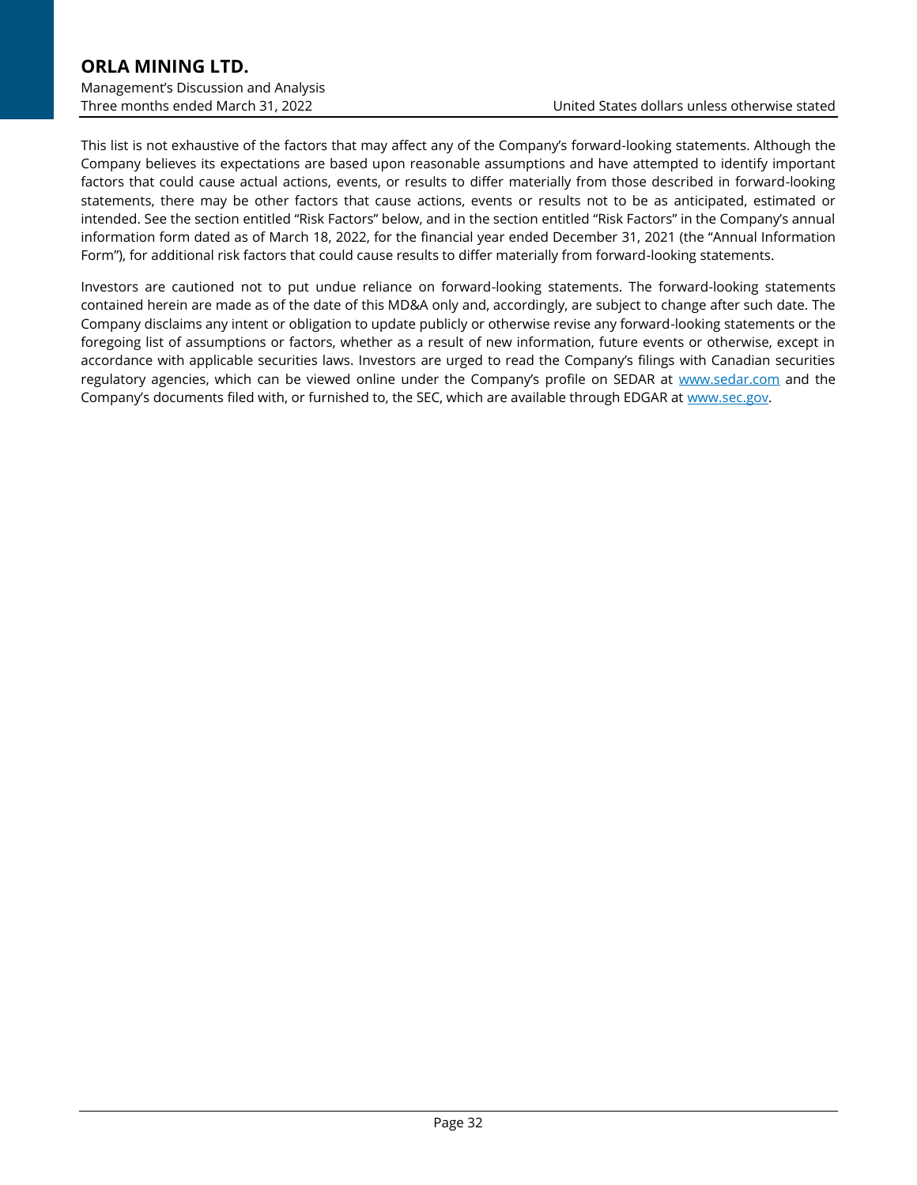This list is not exhaustive of the factors that may affect any of the Company's forward-looking statements. Although the Company believes its expectations are based upon reasonable assumptions and have attempted to identify important factors that could cause actual actions, events, or results to differ materially from those described in forward-looking statements, there may be other factors that cause actions, events or results not to be as anticipated, estimated or intended. See the section entitled "Risk Factors" below, and in the section entitled "Risk Factors" in the Company's annual information form dated as of March 18, 2022, for the financial year ended December 31, 2021 (the "Annual Information Form"), for additional risk factors that could cause results to differ materially from forward-looking statements.

Investors are cautioned not to put undue reliance on forward-looking statements. The forward-looking statements contained herein are made as of the date of this MD&A only and, accordingly, are subject to change after such date. The Company disclaims any intent or obligation to update publicly or otherwise revise any forward-looking statements or the foregoing list of assumptions or factors, whether as a result of new information, future events or otherwise, except in accordance with applicable securities laws. Investors are urged to read the Company's filings with Canadian securities regulatory agencies, which can be viewed online under the Company's profile on SEDAR at www.sedar.com and the Company's documents filed with, or furnished to, the SEC, which are available through EDGAR at www.sec.gov.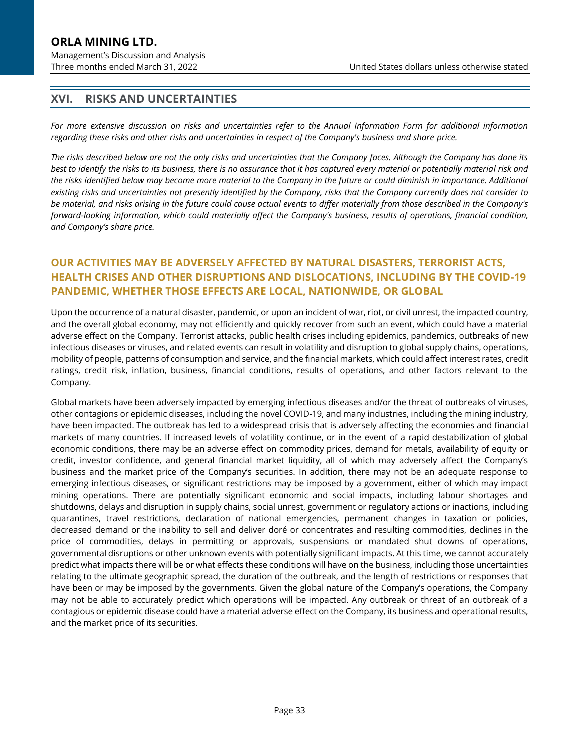## XVI. RISKS AND UNCERTAINTIES

*For more extensive discussion on risks and uncertainties refer to the Annual Information Form for additional information regarding these risks and other risks and uncertainties in respect of the Company's business and share price.*

*The risks described below are not the only risks and uncertainties that the Company faces. Although the Company has done its best to identify the risks to its business, there is no assurance that it has captured every material or potentially material risk and the risks identified below may become more material to the Company in the future or could diminish in importance. Additional existing risks and uncertainties not presently identified by the Company, risks that the Company currently does not consider to be material, and risks arising in the future could cause actual events to differ materially from those described in the Company's forward-looking information, which could materially affect the Company's business, results of operations, financial condition, and Company's share price.*

### OUR ACTIVITIES MAY BE ADVERSELY AFFECTED BY NATURAL DISASTERS, TERRORIST ACTS, HEALTH CRISES AND OTHER DISRUPTIONS AND DISLOCATIONS, INCLUDING BY THE COVID-19 PANDEMIC, WHETHER THOSE EFFECTS ARE LOCAL, NATIONWIDE, OR GLOBAL

Upon the occurrence of a natural disaster, pandemic, or upon an incident of war, riot, or civil unrest, the impacted country, and the overall global economy, may not efficiently and quickly recover from such an event, which could have a material adverse effect on the Company. Terrorist attacks, public health crises including epidemics, pandemics, outbreaks of new infectious diseases or viruses, and related events can result in volatility and disruption to global supply chains, operations, mobility of people, patterns of consumption and service, and the financial markets, which could affect interest rates, credit ratings, credit risk, inflation, business, financial conditions, results of operations, and other factors relevant to the Company.

Global markets have been adversely impacted by emerging infectious diseases and/or the threat of outbreaks of viruses, other contagions or epidemic diseases, including the novel COVID-19, and many industries, including the mining industry, have been impacted. The outbreak has led to a widespread crisis that is adversely affecting the economies and financial markets of many countries. If increased levels of volatility continue, or in the event of a rapid destabilization of global economic conditions, there may be an adverse effect on commodity prices, demand for metals, availability of equity or credit, investor confidence, and general financial market liquidity, all of which may adversely affect the Company's business and the market price of the Company's securities. In addition, there may not be an adequate response to emerging infectious diseases, or significant restrictions may be imposed by a government, either of which may impact mining operations. There are potentially significant economic and social impacts, including labour shortages and shutdowns, delays and disruption in supply chains, social unrest, government or regulatory actions or inactions, including quarantines, travel restrictions, declaration of national emergencies, permanent changes in taxation or policies, decreased demand or the inability to sell and deliver doré or concentrates and resulting commodities, declines in the price of commodities, delays in permitting or approvals, suspensions or mandated shut downs of operations, governmental disruptions or other unknown events with potentially significant impacts. At this time, we cannot accurately predict what impacts there will be or what effects these conditions will have on the business, including those uncertainties relating to the ultimate geographic spread, the duration of the outbreak, and the length of restrictions or responses that have been or may be imposed by the governments. Given the global nature of the Company's operations, the Company may not be able to accurately predict which operations will be impacted. Any outbreak or threat of an outbreak of a contagious or epidemic disease could have a material adverse effect on the Company, its business and operational results, and the market price of its securities.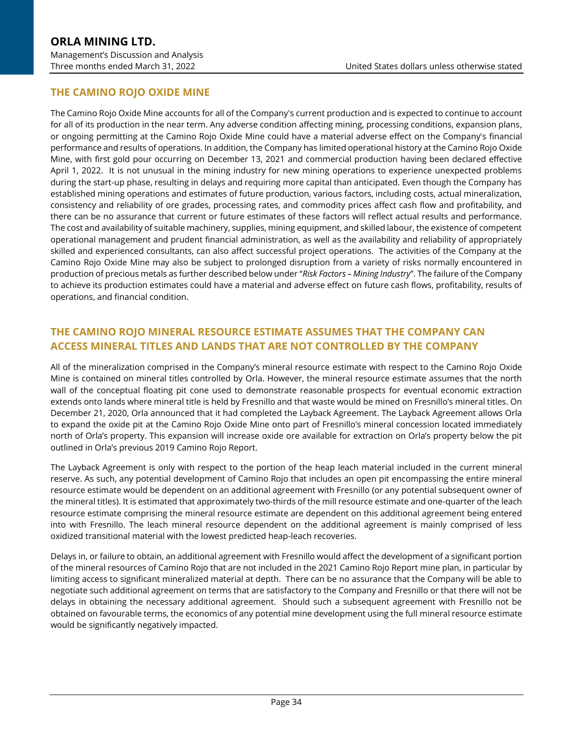## THE CAMINO ROJO OXIDE MINE

The Camino Rojo Oxide Mine accounts for all of the Company's current production and is expected to continue to account for all of its production in the near term. Any adverse condition affecting mining, processing conditions, expansion plans, or ongoing permitting at the Camino Rojo Oxide Mine could have a material adverse effect on the Company's financial performance and results of operations. In addition, the Company has limited operational history at the Camino Rojo Oxide Mine, with first gold pour occurring on December 13, 2021 and commercial production having been declared effective April 1, 2022. It is not unusual in the mining industry for new mining operations to experience unexpected problems during the start-up phase, resulting in delays and requiring more capital than anticipated. Even though the Company has established mining operations and estimates of future production, various factors, including costs, actual mineralization, consistency and reliability of ore grades, processing rates, and commodity prices affect cash flow and profitability, and there can be no assurance that current or future estimates of these factors will reflect actual results and performance. The cost and availability of suitable machinery, supplies, mining equipment, and skilled labour, the existence of competent operational management and prudent financial administration, as well as the availability and reliability of appropriately skilled and experienced consultants, can also affect successful project operations. The activities of the Company at the Camino Rojo Oxide Mine may also be subject to prolonged disruption from a variety of risks normally encountered in production of precious metals as further described below under "*Risk Factors – Mining Industry*". The failure of the Company to achieve its production estimates could have a material and adverse effect on future cash flows, profitability, results of operations, and financial condition.

## THE CAMINO ROJO MINERAL RESOURCE ESTIMATE ASSUMES THAT THE COMPANY CAN ACCESS MINERAL TITLES AND LANDS THAT ARE NOT CONTROLLED BY THE COMPANY

All of the mineralization comprised in the Company's mineral resource estimate with respect to the Camino Rojo Oxide Mine is contained on mineral titles controlled by Orla. However, the mineral resource estimate assumes that the north wall of the conceptual floating pit cone used to demonstrate reasonable prospects for eventual economic extraction extends onto lands where mineral title is held by Fresnillo and that waste would be mined on Fresnillo's mineral titles. On December 21, 2020, Orla announced that it had completed the Layback Agreement. The Layback Agreement allows Orla to expand the oxide pit at the Camino Rojo Oxide Mine onto part of Fresnillo's mineral concession located immediately north of Orla's property. This expansion will increase oxide ore available for extraction on Orla's property below the pit outlined in Orla's previous 2019 Camino Rojo Report.

The Layback Agreement is only with respect to the portion of the heap leach material included in the current mineral reserve. As such, any potential development of Camino Rojo that includes an open pit encompassing the entire mineral resource estimate would be dependent on an additional agreement with Fresnillo (or any potential subsequent owner of the mineral titles). It is estimated that approximately two-thirds of the mill resource estimate and one-quarter of the leach resource estimate comprising the mineral resource estimate are dependent on this additional agreement being entered into with Fresnillo. The leach mineral resource dependent on the additional agreement is mainly comprised of less oxidized transitional material with the lowest predicted heap-leach recoveries.

Delays in, or failure to obtain, an additional agreement with Fresnillo would affect the development of a significant portion of the mineral resources of Camino Rojo that are not included in the 2021 Camino Rojo Report mine plan, in particular by limiting access to significant mineralized material at depth. There can be no assurance that the Company will be able to negotiate such additional agreement on terms that are satisfactory to the Company and Fresnillo or that there will not be delays in obtaining the necessary additional agreement. Should such a subsequent agreement with Fresnillo not be obtained on favourable terms, the economics of any potential mine development using the full mineral resource estimate would be significantly negatively impacted.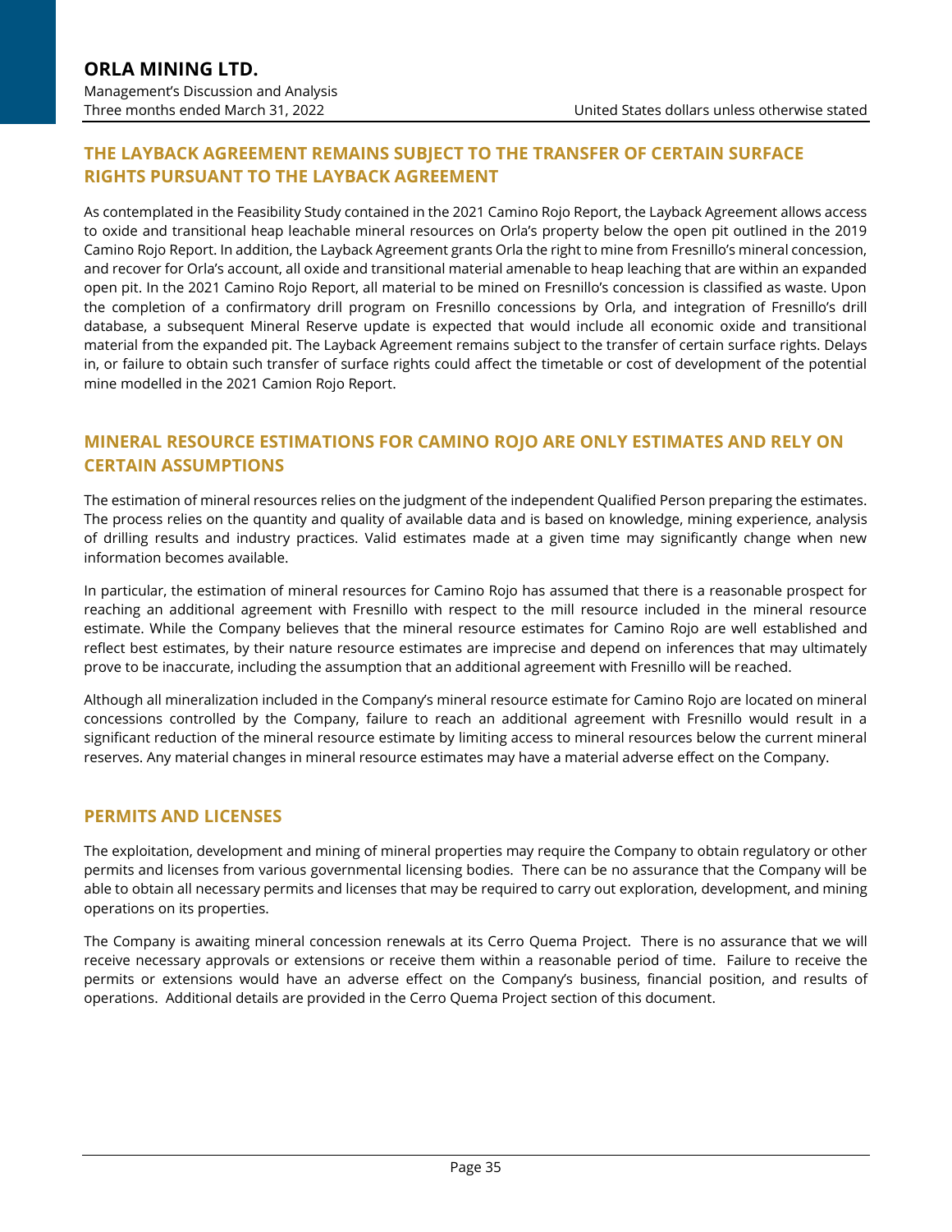## THE LAYBACK AGREEMENT REMAINS SUBJECT TO THE TRANSFER OF CERTAIN SURFACE RIGHTS PURSUANT TO THE LAYBACK AGREEMENT

As contemplated in the Feasibility Study contained in the 2021 Camino Rojo Report, the Layback Agreement allows access to oxide and transitional heap leachable mineral resources on Orla's property below the open pit outlined in the 2019 Camino Rojo Report. In addition, the Layback Agreement grants Orla the right to mine from Fresnillo's mineral concession, and recover for Orla's account, all oxide and transitional material amenable to heap leaching that are within an expanded open pit. In the 2021 Camino Rojo Report, all material to be mined on Fresnillo's concession is classified as waste. Upon the completion of a confirmatory drill program on Fresnillo concessions by Orla, and integration of Fresnillo's drill database, a subsequent Mineral Reserve update is expected that would include all economic oxide and transitional material from the expanded pit. The Layback Agreement remains subject to the transfer of certain surface rights. Delays in, or failure to obtain such transfer of surface rights could affect the timetable or cost of development of the potential mine modelled in the 2021 Camion Rojo Report.

## MINERAL RESOURCE ESTIMATIONS FOR CAMINO ROJO ARE ONLY ESTIMATES AND RELY ON CERTAIN ASSUMPTIONS

The estimation of mineral resources relies on the judgment of the independent Qualified Person preparing the estimates. The process relies on the quantity and quality of available data and is based on knowledge, mining experience, analysis of drilling results and industry practices. Valid estimates made at a given time may significantly change when new information becomes available.

In particular, the estimation of mineral resources for Camino Rojo has assumed that there is a reasonable prospect for reaching an additional agreement with Fresnillo with respect to the mill resource included in the mineral resource estimate. While the Company believes that the mineral resource estimates for Camino Rojo are well established and reflect best estimates, by their nature resource estimates are imprecise and depend on inferences that may ultimately prove to be inaccurate, including the assumption that an additional agreement with Fresnillo will be reached.

Although all mineralization included in the Company's mineral resource estimate for Camino Rojo are located on mineral concessions controlled by the Company, failure to reach an additional agreement with Fresnillo would result in a significant reduction of the mineral resource estimate by limiting access to mineral resources below the current mineral reserves. Any material changes in mineral resource estimates may have a material adverse effect on the Company.

## PERMITS AND LICENSES

The exploitation, development and mining of mineral properties may require the Company to obtain regulatory or other permits and licenses from various governmental licensing bodies. There can be no assurance that the Company will be able to obtain all necessary permits and licenses that may be required to carry out exploration, development, and mining operations on its properties.

The Company is awaiting mineral concession renewals at its Cerro Quema Project. There is no assurance that we will receive necessary approvals or extensions or receive them within a reasonable period of time. Failure to receive the permits or extensions would have an adverse effect on the Company's business, financial position, and results of operations. Additional details are provided in the Cerro Quema Project section of this document.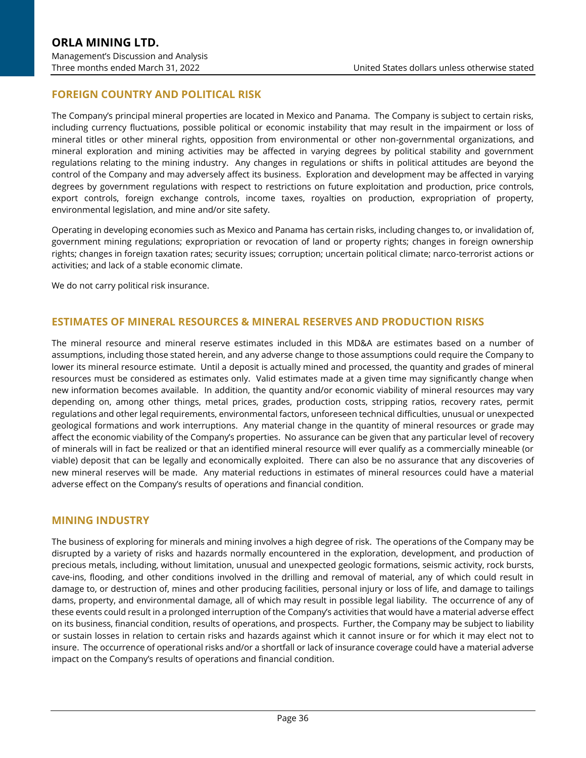## FOREIGN COUNTRY AND POLITICAL RISK

The Company's principal mineral properties are located in Mexico and Panama. The Company is subject to certain risks, including currency fluctuations, possible political or economic instability that may result in the impairment or loss of mineral titles or other mineral rights, opposition from environmental or other non-governmental organizations, and mineral exploration and mining activities may be affected in varying degrees by political stability and government regulations relating to the mining industry. Any changes in regulations or shifts in political attitudes are beyond the control of the Company and may adversely affect its business. Exploration and development may be affected in varying degrees by government regulations with respect to restrictions on future exploitation and production, price controls, export controls, foreign exchange controls, income taxes, royalties on production, expropriation of property, environmental legislation, and mine and/or site safety.

Operating in developing economies such as Mexico and Panama has certain risks, including changes to, or invalidation of, government mining regulations; expropriation or revocation of land or property rights; changes in foreign ownership rights; changes in foreign taxation rates; security issues; corruption; uncertain political climate; narco-terrorist actions or activities; and lack of a stable economic climate.

We do not carry political risk insurance.

## ESTIMATES OF MINERAL RESOURCES & MINERAL RESERVES AND PRODUCTION RISKS

The mineral resource and mineral reserve estimates included in this MD&A are estimates based on a number of assumptions, including those stated herein, and any adverse change to those assumptions could require the Company to lower its mineral resource estimate. Until a deposit is actually mined and processed, the quantity and grades of mineral resources must be considered as estimates only. Valid estimates made at a given time may significantly change when new information becomes available. In addition, the quantity and/or economic viability of mineral resources may vary depending on, among other things, metal prices, grades, production costs, stripping ratios, recovery rates, permit regulations and other legal requirements, environmental factors, unforeseen technical difficulties, unusual or unexpected geological formations and work interruptions. Any material change in the quantity of mineral resources or grade may affect the economic viability of the Company's properties. No assurance can be given that any particular level of recovery of minerals will in fact be realized or that an identified mineral resource will ever qualify as a commercially mineable (or viable) deposit that can be legally and economically exploited. There can also be no assurance that any discoveries of new mineral reserves will be made. Any material reductions in estimates of mineral resources could have a material adverse effect on the Company's results of operations and financial condition.

## MINING INDUSTRY

The business of exploring for minerals and mining involves a high degree of risk. The operations of the Company may be disrupted by a variety of risks and hazards normally encountered in the exploration, development, and production of precious metals, including, without limitation, unusual and unexpected geologic formations, seismic activity, rock bursts, cave-ins, flooding, and other conditions involved in the drilling and removal of material, any of which could result in damage to, or destruction of, mines and other producing facilities, personal injury or loss of life, and damage to tailings dams, property, and environmental damage, all of which may result in possible legal liability. The occurrence of any of these events could result in a prolonged interruption of the Company's activities that would have a material adverse effect on its business, financial condition, results of operations, and prospects. Further, the Company may be subject to liability or sustain losses in relation to certain risks and hazards against which it cannot insure or for which it may elect not to insure. The occurrence of operational risks and/or a shortfall or lack of insurance coverage could have a material adverse impact on the Company's results of operations and financial condition.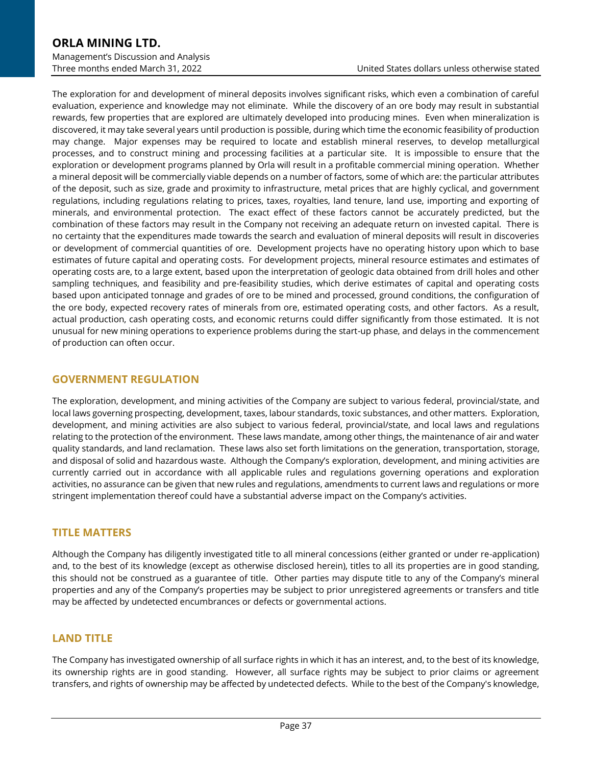The exploration for and development of mineral deposits involves significant risks, which even a combination of careful evaluation, experience and knowledge may not eliminate. While the discovery of an ore body may result in substantial rewards, few properties that are explored are ultimately developed into producing mines. Even when mineralization is discovered, it may take several years until production is possible, during which time the economic feasibility of production may change. Major expenses may be required to locate and establish mineral reserves, to develop metallurgical processes, and to construct mining and processing facilities at a particular site. It is impossible to ensure that the exploration or development programs planned by Orla will result in a profitable commercial mining operation. Whether a mineral deposit will be commercially viable depends on a number of factors, some of which are: the particular attributes of the deposit, such as size, grade and proximity to infrastructure, metal prices that are highly cyclical, and government regulations, including regulations relating to prices, taxes, royalties, land tenure, land use, importing and exporting of minerals, and environmental protection. The exact effect of these factors cannot be accurately predicted, but the combination of these factors may result in the Company not receiving an adequate return on invested capital. There is no certainty that the expenditures made towards the search and evaluation of mineral deposits will result in discoveries or development of commercial quantities of ore. Development projects have no operating history upon which to base estimates of future capital and operating costs. For development projects, mineral resource estimates and estimates of operating costs are, to a large extent, based upon the interpretation of geologic data obtained from drill holes and other sampling techniques, and feasibility and pre-feasibility studies, which derive estimates of capital and operating costs based upon anticipated tonnage and grades of ore to be mined and processed, ground conditions, the configuration of the ore body, expected recovery rates of minerals from ore, estimated operating costs, and other factors. As a result, actual production, cash operating costs, and economic returns could differ significantly from those estimated. It is not unusual for new mining operations to experience problems during the start-up phase, and delays in the commencement of production can often occur.

## GOVERNMENT REGULATION

The exploration, development, and mining activities of the Company are subject to various federal, provincial/state, and local laws governing prospecting, development, taxes, labour standards, toxic substances, and other matters. Exploration, development, and mining activities are also subject to various federal, provincial/state, and local laws and regulations relating to the protection of the environment. These laws mandate, among other things, the maintenance of air and water quality standards, and land reclamation. These laws also set forth limitations on the generation, transportation, storage, and disposal of solid and hazardous waste. Although the Company's exploration, development, and mining activities are currently carried out in accordance with all applicable rules and regulations governing operations and exploration activities, no assurance can be given that new rules and regulations, amendments to current laws and regulations or more stringent implementation thereof could have a substantial adverse impact on the Company's activities.

## TITLE MATTERS

Although the Company has diligently investigated title to all mineral concessions (either granted or under re-application) and, to the best of its knowledge (except as otherwise disclosed herein), titles to all its properties are in good standing, this should not be construed as a guarantee of title. Other parties may dispute title to any of the Company's mineral properties and any of the Company's properties may be subject to prior unregistered agreements or transfers and title may be affected by undetected encumbrances or defects or governmental actions.

## LAND TITLE

The Company has investigated ownership of all surface rights in which it has an interest, and, to the best of its knowledge, its ownership rights are in good standing. However, all surface rights may be subject to prior claims or agreement transfers, and rights of ownership may be affected by undetected defects. While to the best of the Company's knowledge,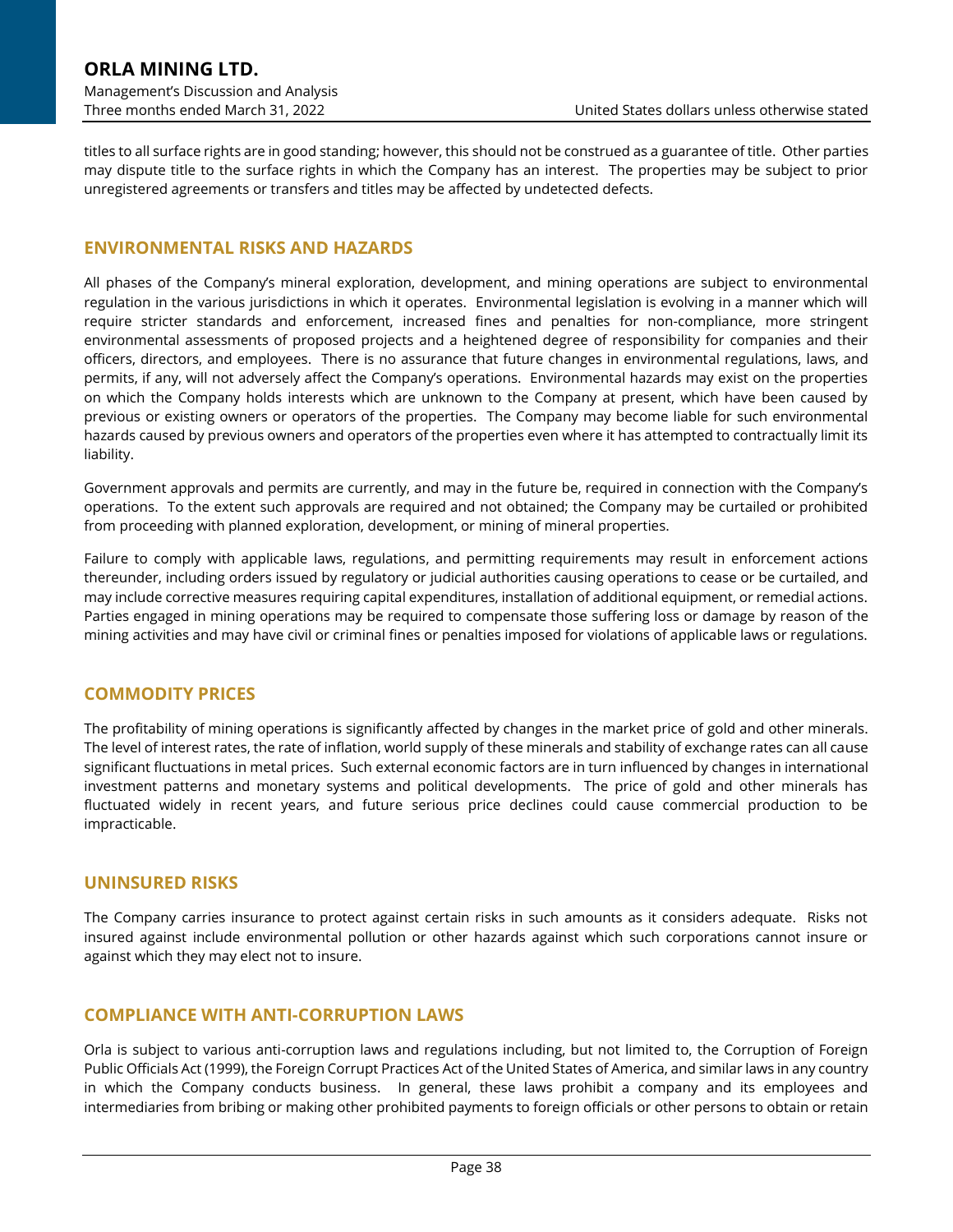titles to all surface rights are in good standing; however, this should not be construed as a guarantee of title. Other parties may dispute title to the surface rights in which the Company has an interest. The properties may be subject to prior unregistered agreements or transfers and titles may be affected by undetected defects.

## ENVIRONMENTAL RISKS AND HAZARDS

All phases of the Company's mineral exploration, development, and mining operations are subject to environmental regulation in the various jurisdictions in which it operates. Environmental legislation is evolving in a manner which will require stricter standards and enforcement, increased fines and penalties for non-compliance, more stringent environmental assessments of proposed projects and a heightened degree of responsibility for companies and their officers, directors, and employees. There is no assurance that future changes in environmental regulations, laws, and permits, if any, will not adversely affect the Company's operations. Environmental hazards may exist on the properties on which the Company holds interests which are unknown to the Company at present, which have been caused by previous or existing owners or operators of the properties. The Company may become liable for such environmental hazards caused by previous owners and operators of the properties even where it has attempted to contractually limit its liability.

Government approvals and permits are currently, and may in the future be, required in connection with the Company's operations. To the extent such approvals are required and not obtained; the Company may be curtailed or prohibited from proceeding with planned exploration, development, or mining of mineral properties.

Failure to comply with applicable laws, regulations, and permitting requirements may result in enforcement actions thereunder, including orders issued by regulatory or judicial authorities causing operations to cease or be curtailed, and may include corrective measures requiring capital expenditures, installation of additional equipment, or remedial actions. Parties engaged in mining operations may be required to compensate those suffering loss or damage by reason of the mining activities and may have civil or criminal fines or penalties imposed for violations of applicable laws or regulations.

## COMMODITY PRICES

The profitability of mining operations is significantly affected by changes in the market price of gold and other minerals. The level of interest rates, the rate of inflation, world supply of these minerals and stability of exchange rates can all cause significant fluctuations in metal prices. Such external economic factors are in turn influenced by changes in international investment patterns and monetary systems and political developments. The price of gold and other minerals has fluctuated widely in recent years, and future serious price declines could cause commercial production to be impracticable.

## UNINSURED RISKS

The Company carries insurance to protect against certain risks in such amounts as it considers adequate. Risks not insured against include environmental pollution or other hazards against which such corporations cannot insure or against which they may elect not to insure.

## COMPLIANCE WITH ANTI-CORRUPTION LAWS

Orla is subject to various anti-corruption laws and regulations including, but not limited to, the Corruption of Foreign Public Officials Act (1999), the Foreign Corrupt Practices Act of the United States of America, and similar laws in any country in which the Company conducts business. In general, these laws prohibit a company and its employees and intermediaries from bribing or making other prohibited payments to foreign officials or other persons to obtain or retain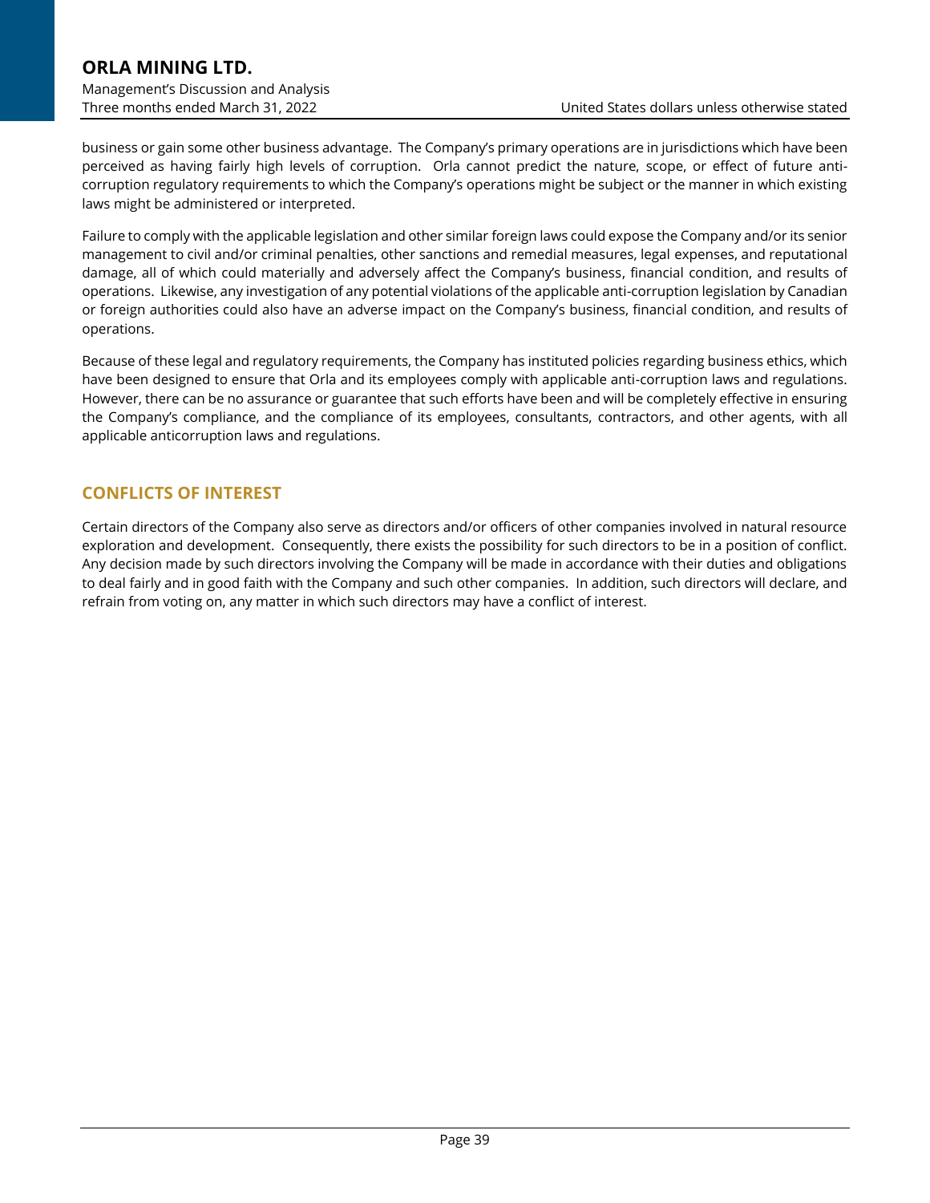business or gain some other business advantage. The Company's primary operations are in jurisdictions which have been perceived as having fairly high levels of corruption. Orla cannot predict the nature, scope, or effect of future anti-corruption regulatory requirements to which the Company's operations might be subject or the manner in which existing laws might be administered or interpreted.

Failure to comply with the applicable legislation and other similar foreign laws could expose the Company and/or its senior management to civil and/or criminal penalties, other sanctions and remedial measures, legal expenses, and reputational damage, all of which could materially and adversely affect the Company's business, financial condition, and results of operations. Likewise, any investigation of any potential violations of the applicable anti-corruption legislation by Canadian or foreign authorities could also have an adverse impact on the Company's business, financial condition, and results of operations.

Because of these legal and regulatory requirements, the Company has instituted policies regarding business ethics, which have been designed to ensure that Orla and its employees comply with applicable anti-corruption laws and regulations. However, there can be no assurance or guarantee that such efforts have been and will be completely effective in ensuring the Company's compliance, and the compliance of its employees, consultants, contractors, and other agents, with all applicable anticorruption laws and regulations.

## CONFLICTS OF INTEREST

Certain directors of the Company also serve as directors and/or officers of other companies involved in natural resource exploration and development. Consequently, there exists the possibility for such directors to be in a position of conflict. Any decision made by such directors involving the Company will be made in accordance with their duties and obligations to deal fairly and in good faith with the Company and such other companies. In addition, such directors will declare, and refrain from voting on, any matter in which such directors may have a conflict of interest.